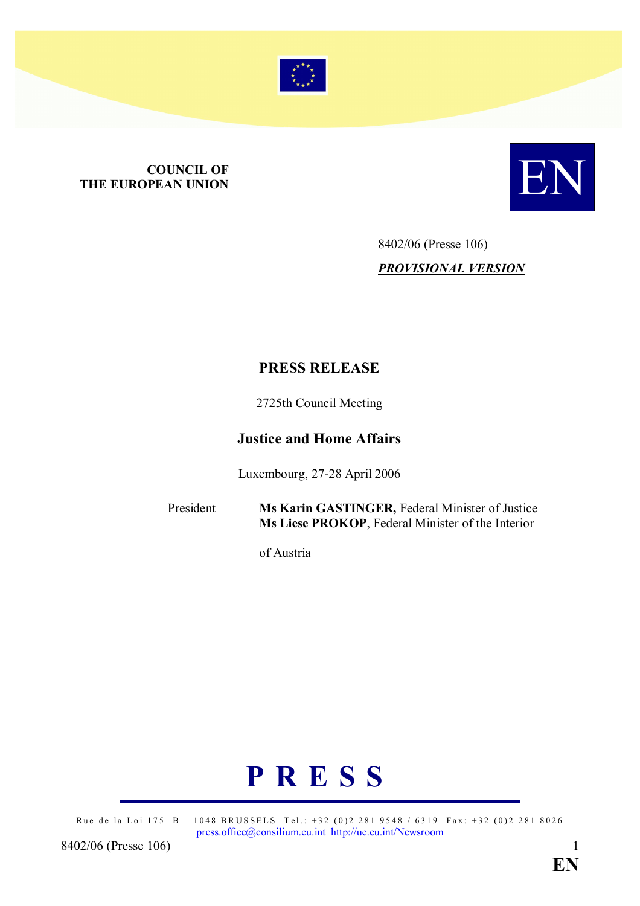**COUNCIL OF THE EUROPEAN UNION**

**EN**

8402/06 (Presse 106)

***PROVISIONAL VERSION***

# PRESS RELEASE

2725th Council Meeting

## Justice and Home Affairs

Luxembourg, 27-28 April 2006

President **Ms Karin GASTINGER,** Federal Minister of Justice
**Ms Liese PROKOP**, Federal Minister of the Interior

of Austria

# P R E S S

Rue de la Loi 175 B – 1048 BRUSSELS Tel.: +32 (0)2 281 9548 / 6319 Fax: +32 (0)2 281 8026
press.office@consilium.eu.int http://ue.eu.int/Newsroom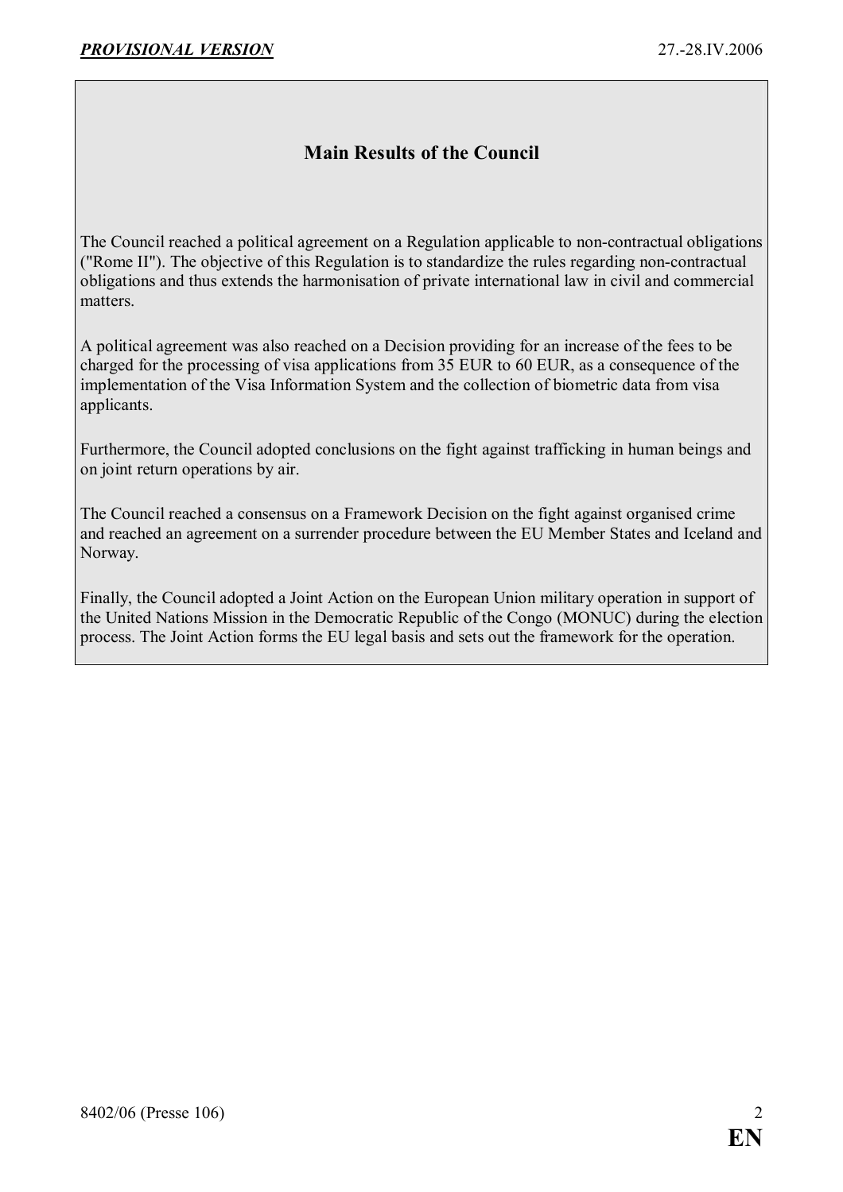## Main Results of the Council

The Council reached a political agreement on a Regulation applicable to non-contractual obligations ("Rome II"). The objective of this Regulation is to standardize the rules regarding non-contractual obligations and thus extends the harmonisation of private international law in civil and commercial matters.

A political agreement was also reached on a Decision providing for an increase of the fees to be charged for the processing of visa applications from 35 EUR to 60 EUR, as a consequence of the implementation of the Visa Information System and the collection of biometric data from visa applicants.

Furthermore, the Council adopted conclusions on the fight against trafficking in human beings and on joint return operations by air.

The Council reached a consensus on a Framework Decision on the fight against organised crime and reached an agreement on a surrender procedure between the EU Member States and Iceland and Norway.

Finally, the Council adopted a Joint Action on the European Union military operation in support of the United Nations Mission in the Democratic Republic of the Congo (MONUC) during the election process. The Joint Action forms the EU legal basis and sets out the framework for the operation.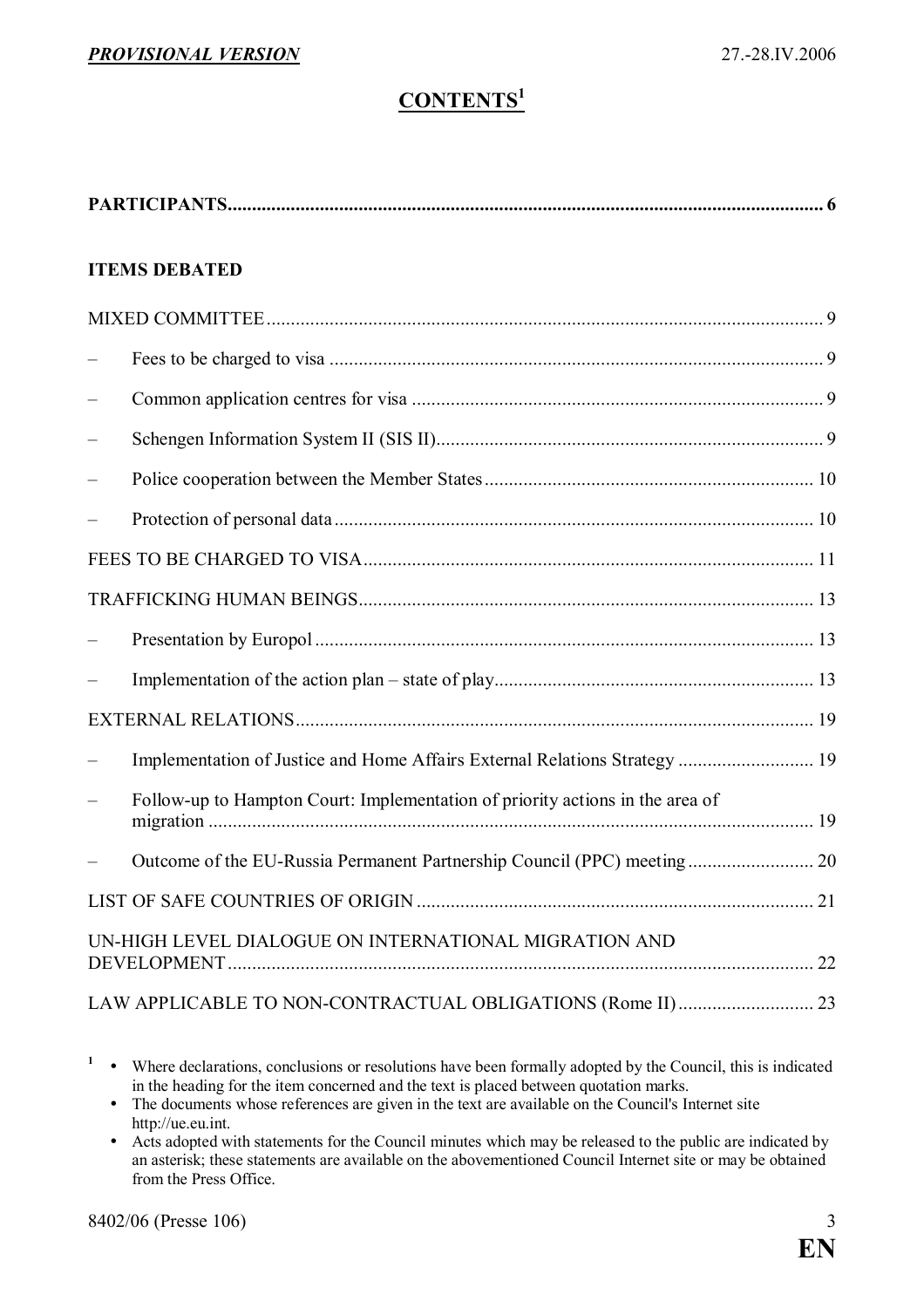# CONTENTS[1]

**PARTICIPANTS** .......... 6

**ITEMS DEBATED**

MIXED COMMITTEE .......... 9

- Fees to be charged to visa .......... 9
- Common application centres for visa .......... 9
- Schengen Information System II (SIS II) .......... 9
- Police cooperation between the Member States .......... 10
- Protection of personal data .......... 10

FEES TO BE CHARGED TO VISA .......... 11

TRAFFICKING HUMAN BEINGS .......... 13

- Presentation by Europol .......... 13
- Implementation of the action plan – state of play .......... 13

EXTERNAL RELATIONS .......... 19

- Implementation of Justice and Home Affairs External Relations Strategy .......... 19
- Follow-up to Hampton Court: Implementation of priority actions in the area of migration .......... 19
- Outcome of the EU-Russia Permanent Partnership Council (PPC) meeting .......... 20

LIST OF SAFE COUNTRIES OF ORIGIN .......... 21

UN-HIGH LEVEL DIALOGUE ON INTERNATIONAL MIGRATION AND DEVELOPMENT .......... 22

LAW APPLICABLE TO NON-CONTRACTUAL OBLIGATIONS (Rome II) .......... 23

---

[1]
- Where declarations, conclusions or resolutions have been formally adopted by the Council, this is indicated in the heading for the item concerned and the text is placed between quotation marks.
- The documents whose references are given in the text are available on the Council's Internet site http://ue.eu.int.
- Acts adopted with statements for the Council minutes which may be released to the public are indicated by an asterisk; these statements are available on the abovementioned Council Internet site or may be obtained from the Press Office.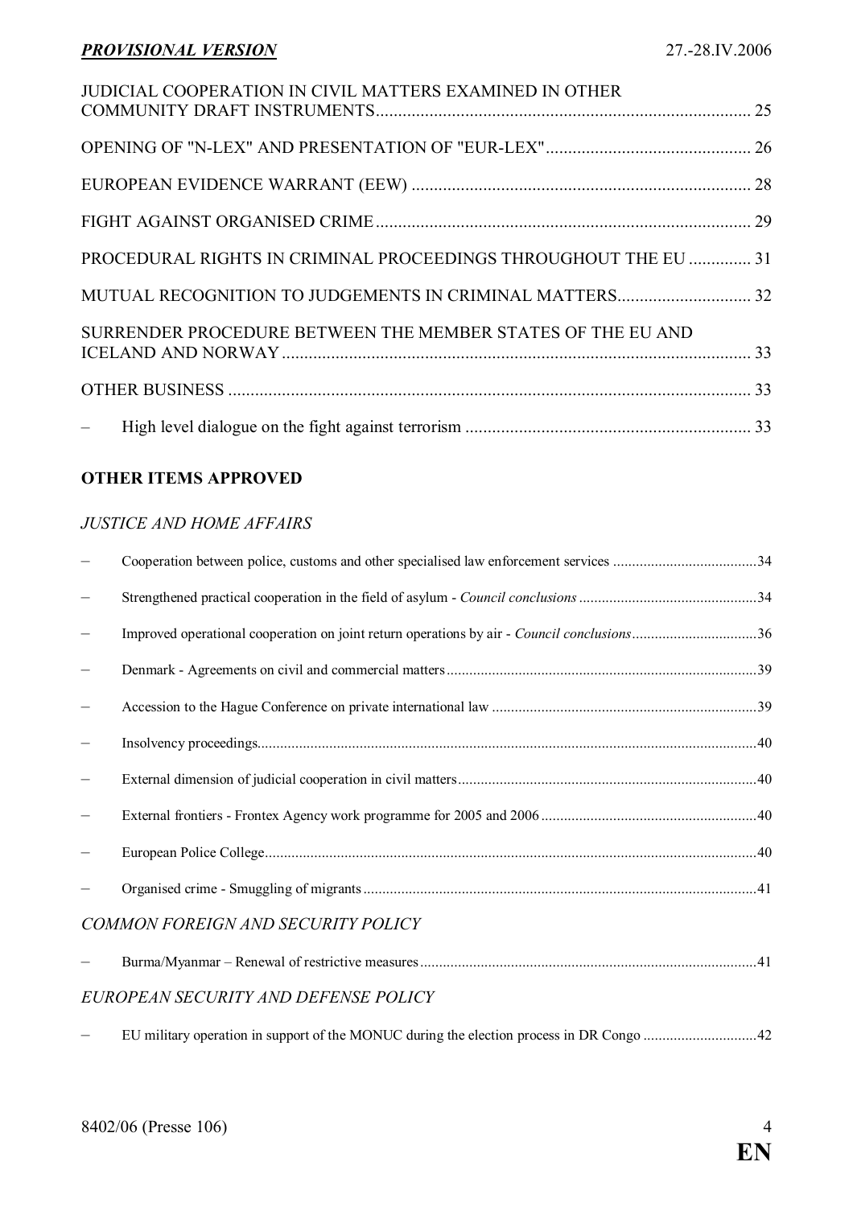JUDICIAL COOPERATION IN CIVIL MATTERS EXAMINED IN OTHER COMMUNITY DRAFT INSTRUMENTS .................................................................................. 25

OPENING OF "N-LEX" AND PRESENTATION OF "EUR-LEX" ............................................. 26

EUROPEAN EVIDENCE WARRANT (EEW) ............................................................................ 28

FIGHT AGAINST ORGANISED CRIME .................................................................................... 29

PROCEDURAL RIGHTS IN CRIMINAL PROCEEDINGS THROUGHOUT THE EU .............. 31

MUTUAL RECOGNITION TO JUDGEMENTS IN CRIMINAL MATTERS.............................. 32

SURRENDER PROCEDURE BETWEEN THE MEMBER STATES OF THE EU AND ICELAND AND NORWAY ......................................................................................................... 33

OTHER BUSINESS ..................................................................................................................... 33

– High level dialogue on the fight against terrorism ................................................................ 33

**OTHER ITEMS APPROVED**

*JUSTICE AND HOME AFFAIRS*

– Cooperation between police, customs and other specialised law enforcement services ......................................34

– Strengthened practical cooperation in the field of asylum - *Council conclusions* ...............................................34

– Improved operational cooperation on joint return operations by air - *Council conclusions*.................................36

– Denmark - Agreements on civil and commercial matters.................................................................................39

– Accession to the Hague Conference on private international law .....................................................................39

– Insolvency proceedings...................................................................................................................................40

– External dimension of judicial cooperation in civil matters..............................................................................40

– External frontiers - Frontex Agency work programme for 2005 and 2006 .........................................................40

– European Police College.................................................................................................................................40

– Organised crime - Smuggling of migrants.......................................................................................................41

*COMMON FOREIGN AND SECURITY POLICY*

– Burma/Myanmar – Renewal of restrictive measures........................................................................................41

*EUROPEAN SECURITY AND DEFENSE POLICY*

– EU military operation in support of the MONUC during the election process in DR Congo ..............................42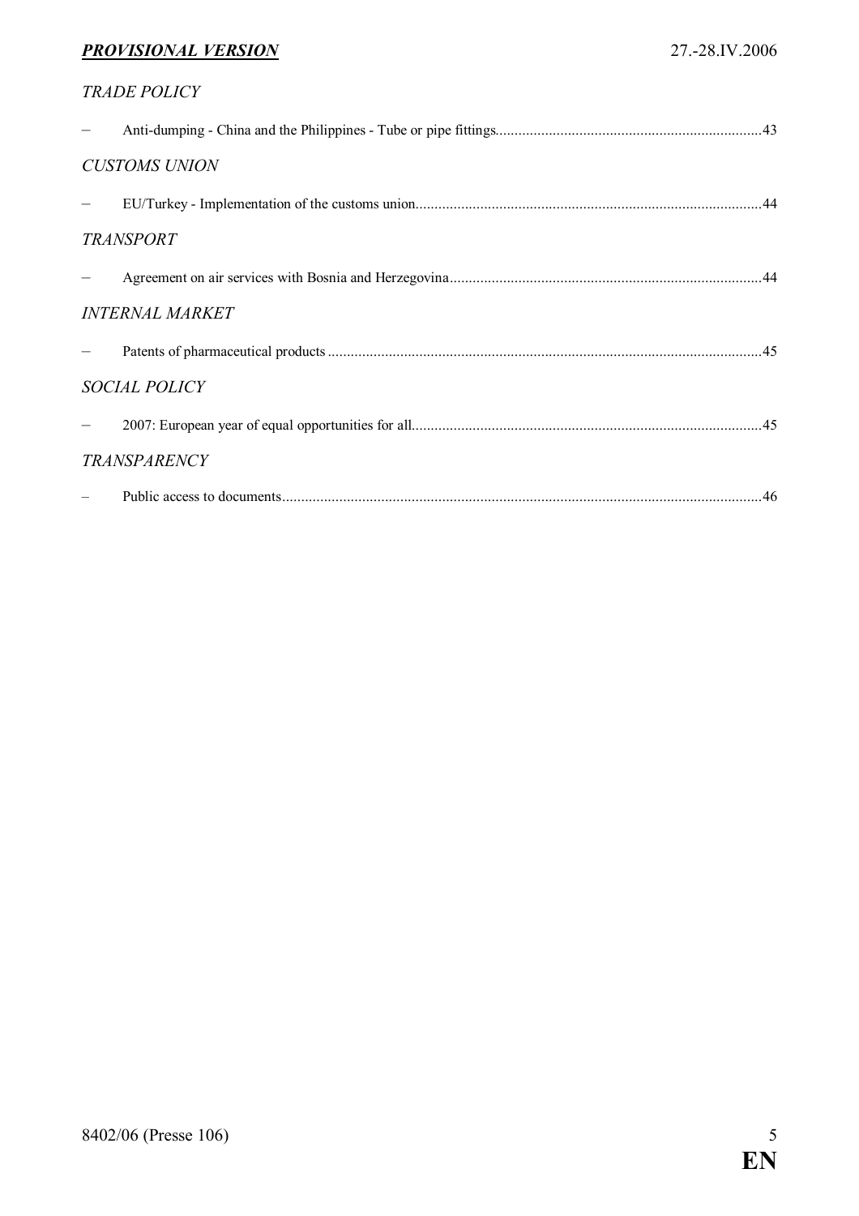*TRADE POLICY*

- Anti-dumping - China and the Philippines - Tube or pipe fittings......................................................................43

*CUSTOMS UNION*

- EU/Turkey - Implementation of the customs union..........................................................................................44

*TRANSPORT*

- Agreement on air services with Bosnia and Herzegovina..................................................................................44

*INTERNAL MARKET*

- Patents of pharmaceutical products ..................................................................................................................45

*SOCIAL POLICY*

- 2007: European year of equal opportunities for all............................................................................................45

*TRANSPARENCY*

- Public access to documents..............................................................................................................................46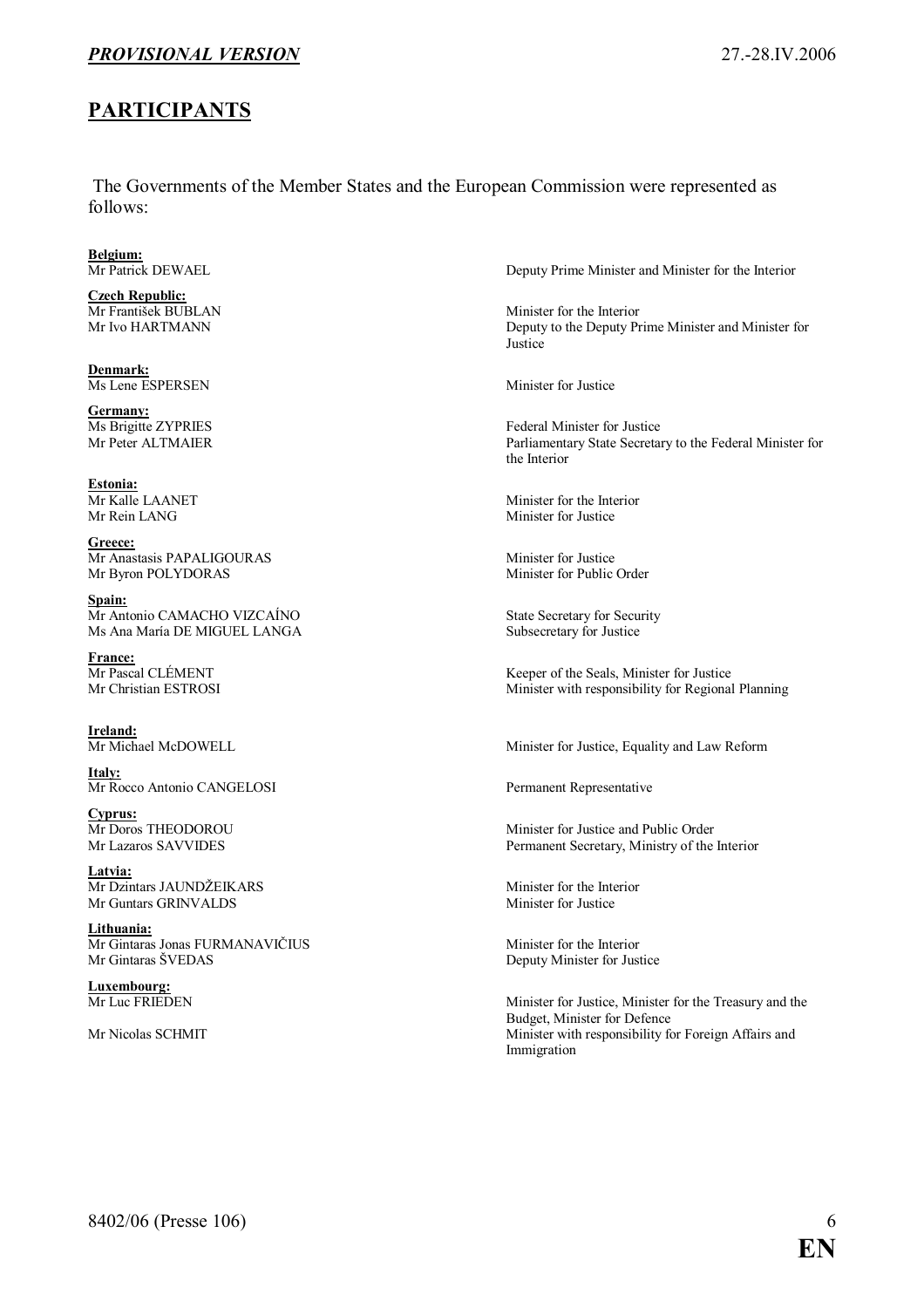## PARTICIPANTS

The Governments of the Member States and the European Commission were represented as follows:

**Belgium:**

Mr Patrick DEWAEL — Deputy Prime Minister and Minister for the Interior

**Czech Republic:**

Mr František BUBLAN — Minister for the Interior

Mr Ivo HARTMANN — Deputy to the Deputy Prime Minister and Minister for Justice

**Denmark:**

Ms Lene ESPERSEN — Minister for Justice

**Germany:**

Ms Brigitte ZYPRIES — Federal Minister for Justice

Mr Peter ALTMAIER — Parliamentary State Secretary to the Federal Minister for the Interior

**Estonia:**

Mr Kalle LAANET — Minister for the Interior

Mr Rein LANG — Minister for Justice

**Greece:**

Mr Anastasis PAPALIGOURAS — Minister for Justice

Mr Byron POLYDORAS — Minister for Public Order

**Spain:**

Mr Antonio CAMACHO VIZCAÍNO — State Secretary for Security

Ms Ana María DE MIGUEL LANGA — Subsecretary for Justice

**France:**

Mr Pascal CLÉMENT — Keeper of the Seals, Minister for Justice

Mr Christian ESTROSI — Minister with responsibility for Regional Planning

**Ireland:**

Mr Michael McDOWELL — Minister for Justice, Equality and Law Reform

**Italy:**

Mr Rocco Antonio CANGELOSI — Permanent Representative

**Cyprus:**

Mr Doros THEODOROU — Minister for Justice and Public Order

Mr Lazaros SAVVIDES — Permanent Secretary, Ministry of the Interior

**Latvia:**

Mr Dzintars JAUNDŽEIKARS — Minister for the Interior

Mr Guntars GRINVALDS — Minister for Justice

**Lithuania:**

Mr Gintaras Jonas FURMANAVIČIUS — Minister for the Interior

Mr Gintaras ŠVEDAS — Deputy Minister for Justice

**Luxembourg:**

Mr Luc FRIEDEN — Minister for Justice, Minister for the Treasury and the Budget, Minister for Defence

Mr Nicolas SCHMIT — Minister with responsibility for Foreign Affairs and Immigration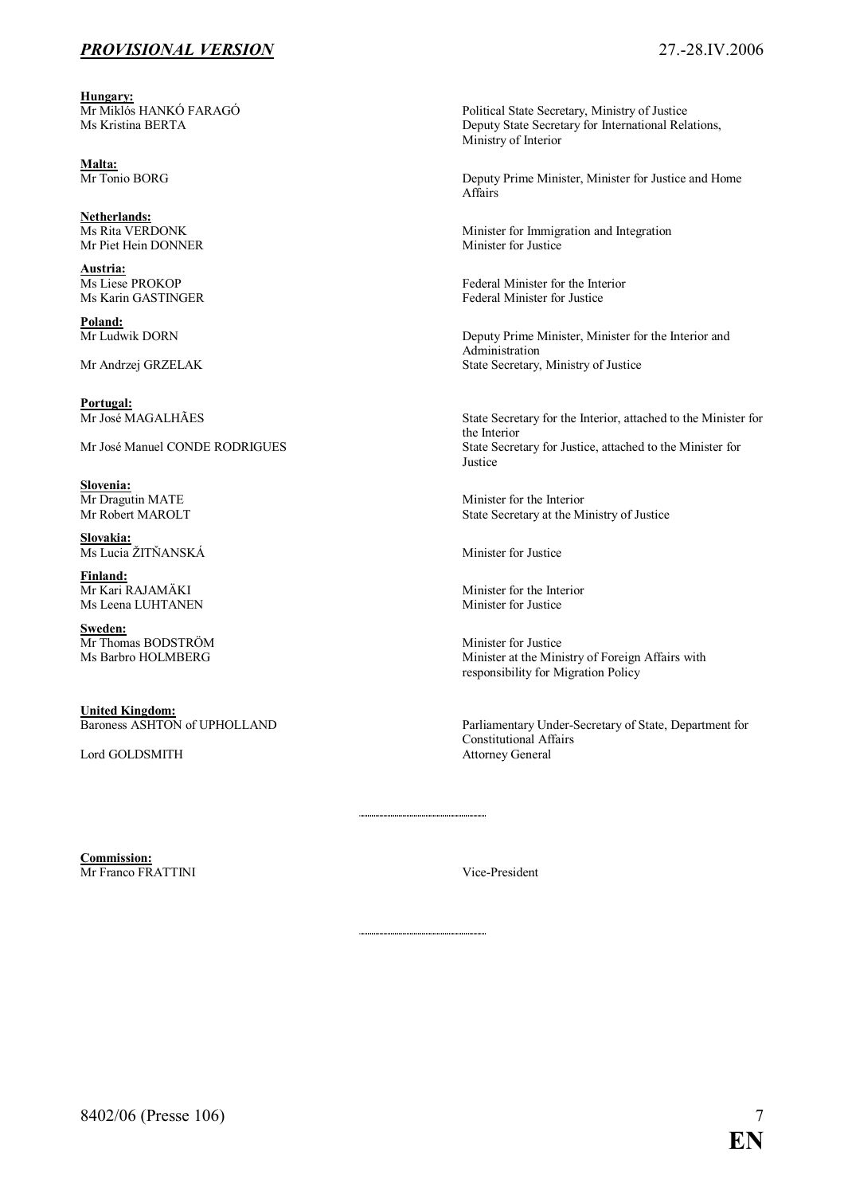**Hungary:**

| | |
|---|---|
| Mr Miklós HANKÓ FARAGÓ | Political State Secretary, Ministry of Justice |
| Ms Kristina BERTA | Deputy State Secretary for International Relations, Ministry of Interior |

**Malta:**

| | |
|---|---|
| Mr Tonio BORG | Deputy Prime Minister, Minister for Justice and Home Affairs |

**Netherlands:**

| | |
|---|---|
| Ms Rita VERDONK | Minister for Immigration and Integration |
| Mr Piet Hein DONNER | Minister for Justice |

**Austria:**

| | |
|---|---|
| Ms Liese PROKOP | Federal Minister for the Interior |
| Ms Karin GASTINGER | Federal Minister for Justice |

**Poland:**

| | |
|---|---|
| Mr Ludwik DORN | Deputy Prime Minister, Minister for the Interior and Administration |
| Mr Andrzej GRZELAK | State Secretary, Ministry of Justice |

**Portugal:**

| | |
|---|---|
| Mr José MAGALHÃES | State Secretary for the Interior, attached to the Minister for the Interior |
| Mr José Manuel CONDE RODRIGUES | State Secretary for Justice, attached to the Minister for Justice |

**Slovenia:**

| | |
|---|---|
| Mr Dragutin MATE | Minister for the Interior |
| Mr Robert MAROLT | State Secretary at the Ministry of Justice |

**Slovakia:**

| | |
|---|---|
| Ms Lucia ŽITŇANSKÁ | Minister for Justice |

**Finland:**

| | |
|---|---|
| Mr Kari RAJAMÄKI | Minister for the Interior |
| Ms Leena LUHTANEN | Minister for Justice |

**Sweden:**

| | |
|---|---|
| Mr Thomas BODSTRÖM | Minister for Justice |
| Ms Barbro HOLMBERG | Minister at the Ministry of Foreign Affairs with responsibility for Migration Policy |

**United Kingdom:**

| | |
|---|---|
| Baroness ASHTON of UPHOLLAND | Parliamentary Under-Secretary of State, Department for Constitutional Affairs |
| Lord GOLDSMITH | Attorney General |

---

**Commission:**

| | |
|---|---|
| Mr Franco FRATTINI | Vice-President |

---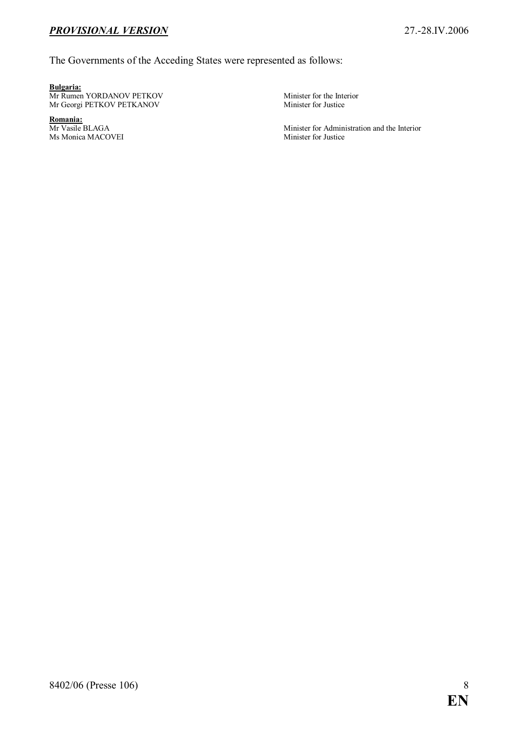The Governments of the Acceding States were represented as follows:

**Bulgaria:**

| | |
|---|---|
| Mr Rumen YORDANOV PETKOV | Minister for the Interior |
| Mr Georgi PETKOV PETKANOV | Minister for Justice |

**Romania:**

| | |
|---|---|
| Mr Vasile BLAGA | Minister for Administration and the Interior |
| Ms Monica MACOVEI | Minister for Justice |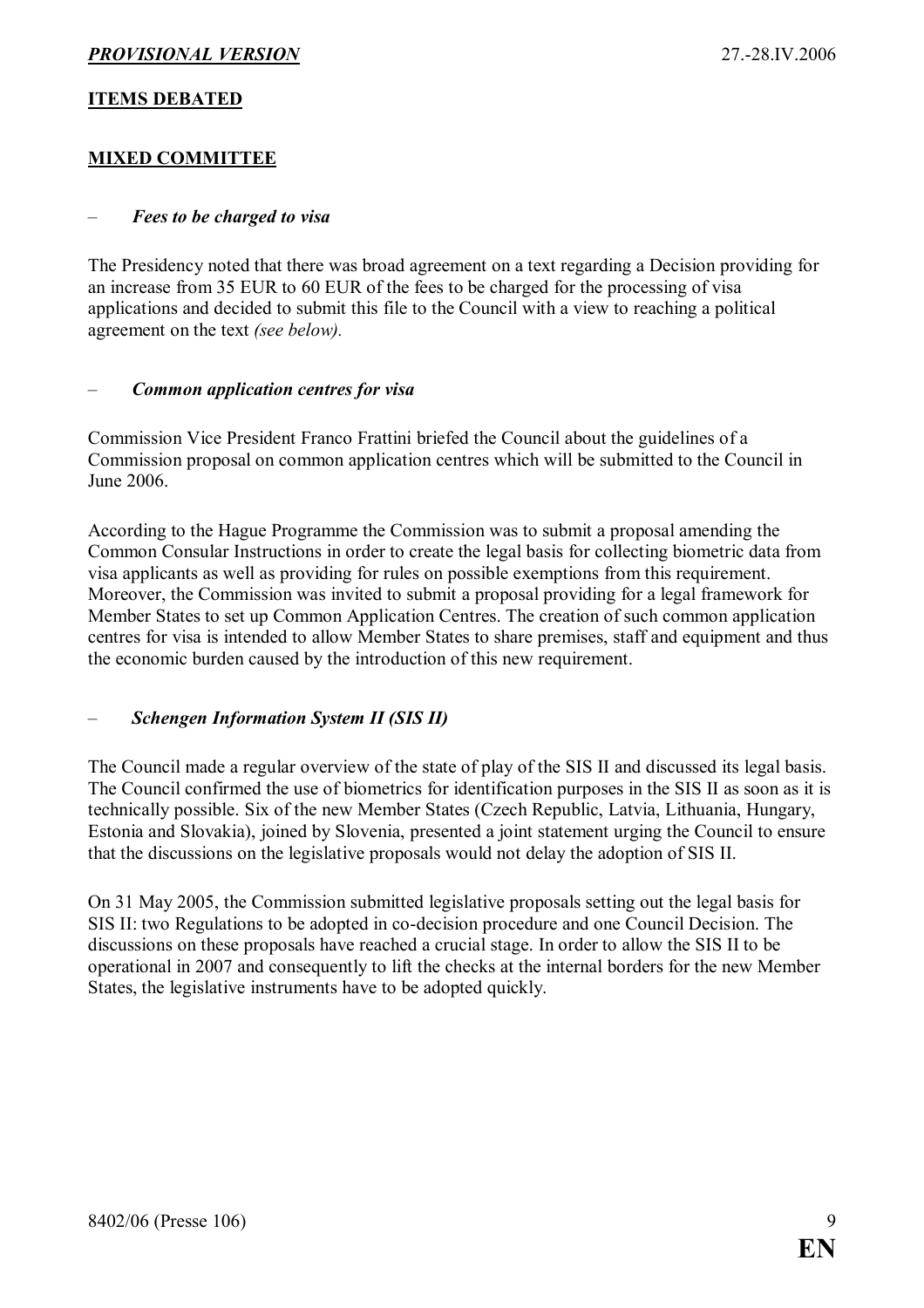## ITEMS DEBATED

## MIXED COMMITTEE

– ***Fees to be charged to visa***

The Presidency noted that there was broad agreement on a text regarding a Decision providing for an increase from 35 EUR to 60 EUR of the fees to be charged for the processing of visa applications and decided to submit this file to the Council with a view to reaching a political agreement on the text *(see below).*

– ***Common application centres for visa***

Commission Vice President Franco Frattini briefed the Council about the guidelines of a Commission proposal on common application centres which will be submitted to the Council in June 2006.

According to the Hague Programme the Commission was to submit a proposal amending the Common Consular Instructions in order to create the legal basis for collecting biometric data from visa applicants as well as providing for rules on possible exemptions from this requirement. Moreover, the Commission was invited to submit a proposal providing for a legal framework for Member States to set up Common Application Centres. The creation of such common application centres for visa is intended to allow Member States to share premises, staff and equipment and thus the economic burden caused by the introduction of this new requirement.

– ***Schengen Information System II (SIS II)***

The Council made a regular overview of the state of play of the SIS II and discussed its legal basis. The Council confirmed the use of biometrics for identification purposes in the SIS II as soon as it is technically possible. Six of the new Member States (Czech Republic, Latvia, Lithuania, Hungary, Estonia and Slovakia), joined by Slovenia, presented a joint statement urging the Council to ensure that the discussions on the legislative proposals would not delay the adoption of SIS II.

On 31 May 2005, the Commission submitted legislative proposals setting out the legal basis for SIS II: two Regulations to be adopted in co-decision procedure and one Council Decision. The discussions on these proposals have reached a crucial stage. In order to allow the SIS II to be operational in 2007 and consequently to lift the checks at the internal borders for the new Member States, the legislative instruments have to be adopted quickly.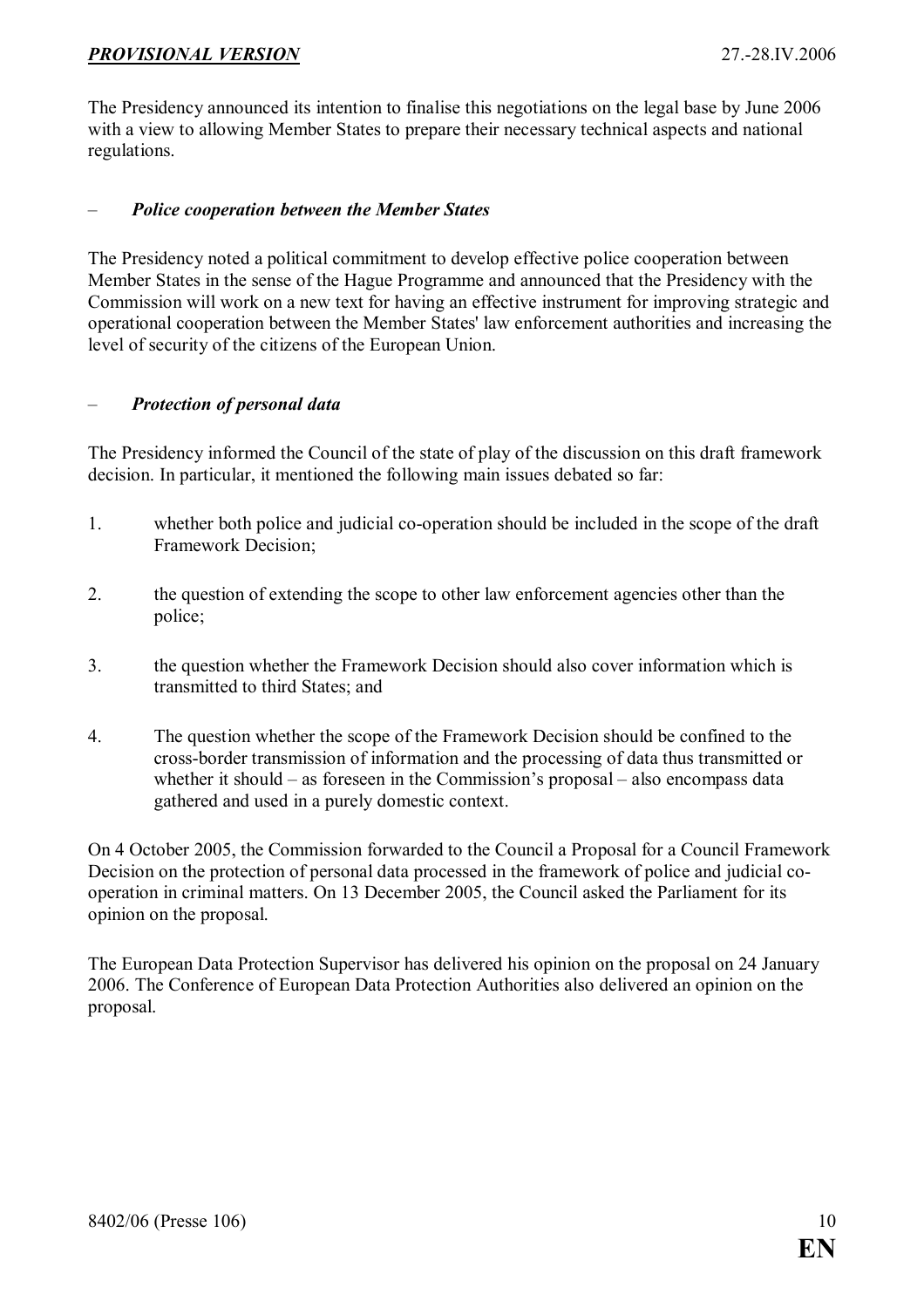The Presidency announced its intention to finalise this negotiations on the legal base by June 2006 with a view to allowing Member States to prepare their necessary technical aspects and national regulations.

– ***Police cooperation between the Member States***

The Presidency noted a political commitment to develop effective police cooperation between Member States in the sense of the Hague Programme and announced that the Presidency with the Commission will work on a new text for having an effective instrument for improving strategic and operational cooperation between the Member States' law enforcement authorities and increasing the level of security of the citizens of the European Union.

– ***Protection of personal data***

The Presidency informed the Council of the state of play of the discussion on this draft framework decision. In particular, it mentioned the following main issues debated so far:

1. whether both police and judicial co-operation should be included in the scope of the draft Framework Decision;

2. the question of extending the scope to other law enforcement agencies other than the police;

3. the question whether the Framework Decision should also cover information which is transmitted to third States; and

4. The question whether the scope of the Framework Decision should be confined to the cross-border transmission of information and the processing of data thus transmitted or whether it should – as foreseen in the Commission's proposal – also encompass data gathered and used in a purely domestic context.

On 4 October 2005, the Commission forwarded to the Council a Proposal for a Council Framework Decision on the protection of personal data processed in the framework of police and judicial co-operation in criminal matters. On 13 December 2005, the Council asked the Parliament for its opinion on the proposal.

The European Data Protection Supervisor has delivered his opinion on the proposal on 24 January 2006. The Conference of European Data Protection Authorities also delivered an opinion on the proposal.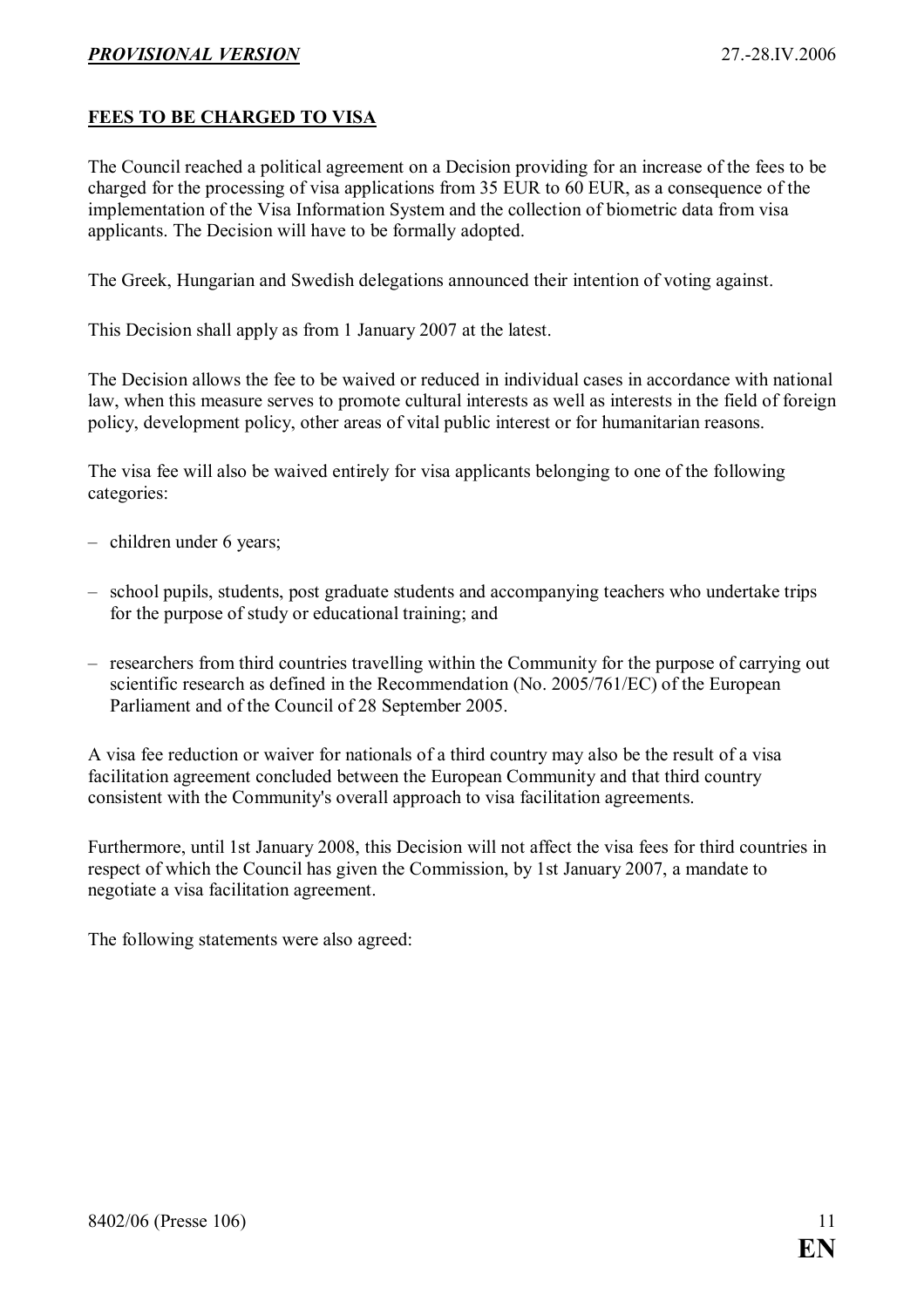## FEES TO BE CHARGED TO VISA

The Council reached a political agreement on a Decision providing for an increase of the fees to be charged for the processing of visa applications from 35 EUR to 60 EUR, as a consequence of the implementation of the Visa Information System and the collection of biometric data from visa applicants. The Decision will have to be formally adopted.

The Greek, Hungarian and Swedish delegations announced their intention of voting against.

This Decision shall apply as from 1 January 2007 at the latest.

The Decision allows the fee to be waived or reduced in individual cases in accordance with national law, when this measure serves to promote cultural interests as well as interests in the field of foreign policy, development policy, other areas of vital public interest or for humanitarian reasons.

The visa fee will also be waived entirely for visa applicants belonging to one of the following categories:

- children under 6 years;
- school pupils, students, post graduate students and accompanying teachers who undertake trips for the purpose of study or educational training; and
- researchers from third countries travelling within the Community for the purpose of carrying out scientific research as defined in the Recommendation (No. 2005/761/EC) of the European Parliament and of the Council of 28 September 2005.

A visa fee reduction or waiver for nationals of a third country may also be the result of a visa facilitation agreement concluded between the European Community and that third country consistent with the Community's overall approach to visa facilitation agreements.

Furthermore, until 1st January 2008, this Decision will not affect the visa fees for third countries in respect of which the Council has given the Commission, by 1st January 2007, a mandate to negotiate a visa facilitation agreement.

The following statements were also agreed: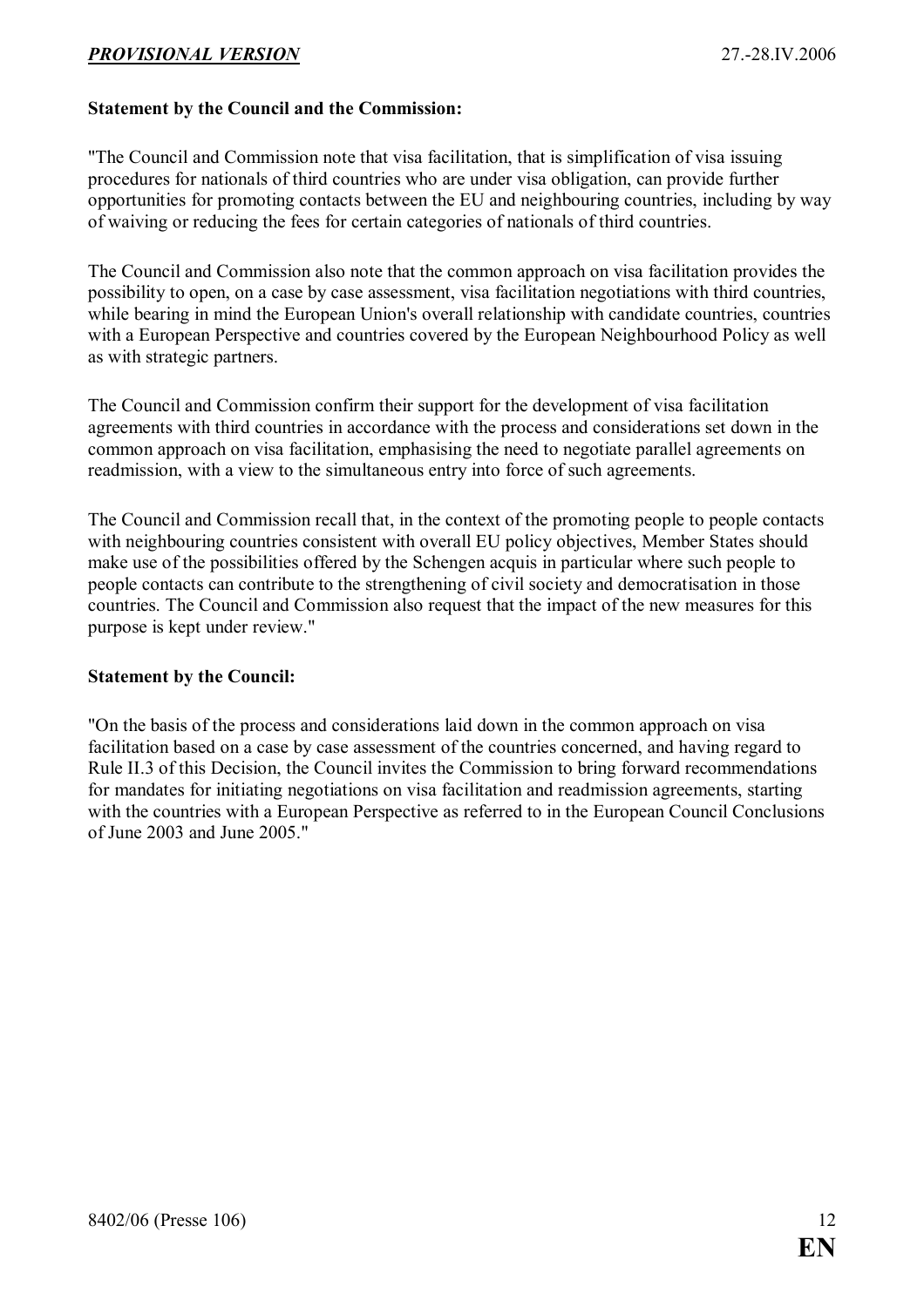**Statement by the Council and the Commission:**

"The Council and Commission note that visa facilitation, that is simplification of visa issuing procedures for nationals of third countries who are under visa obligation, can provide further opportunities for promoting contacts between the EU and neighbouring countries, including by way of waiving or reducing the fees for certain categories of nationals of third countries.

The Council and Commission also note that the common approach on visa facilitation provides the possibility to open, on a case by case assessment, visa facilitation negotiations with third countries, while bearing in mind the European Union's overall relationship with candidate countries, countries with a European Perspective and countries covered by the European Neighbourhood Policy as well as with strategic partners.

The Council and Commission confirm their support for the development of visa facilitation agreements with third countries in accordance with the process and considerations set down in the common approach on visa facilitation, emphasising the need to negotiate parallel agreements on readmission, with a view to the simultaneous entry into force of such agreements.

The Council and Commission recall that, in the context of the promoting people to people contacts with neighbouring countries consistent with overall EU policy objectives, Member States should make use of the possibilities offered by the Schengen acquis in particular where such people to people contacts can contribute to the strengthening of civil society and democratisation in those countries. The Council and Commission also request that the impact of the new measures for this purpose is kept under review."

**Statement by the Council:**

"On the basis of the process and considerations laid down in the common approach on visa facilitation based on a case by case assessment of the countries concerned, and having regard to Rule II.3 of this Decision, the Council invites the Commission to bring forward recommendations for mandates for initiating negotiations on visa facilitation and readmission agreements, starting with the countries with a European Perspective as referred to in the European Council Conclusions of June 2003 and June 2005."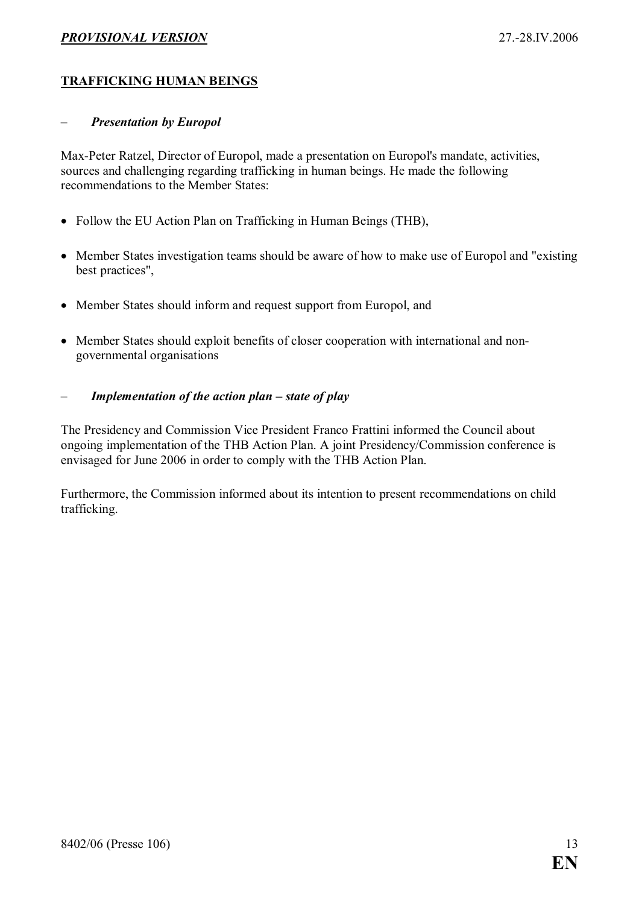## TRAFFICKING HUMAN BEINGS

– ***Presentation by Europol***

Max-Peter Ratzel, Director of Europol, made a presentation on Europol's mandate, activities, sources and challenging regarding trafficking in human beings. He made the following recommendations to the Member States:

- Follow the EU Action Plan on Trafficking in Human Beings (THB),
- Member States investigation teams should be aware of how to make use of Europol and "existing best practices",
- Member States should inform and request support from Europol, and
- Member States should exploit benefits of closer cooperation with international and non-governmental organisations

– ***Implementation of the action plan – state of play***

The Presidency and Commission Vice President Franco Frattini informed the Council about ongoing implementation of the THB Action Plan. A joint Presidency/Commission conference is envisaged for June 2006 in order to comply with the THB Action Plan.

Furthermore, the Commission informed about its intention to present recommendations on child trafficking.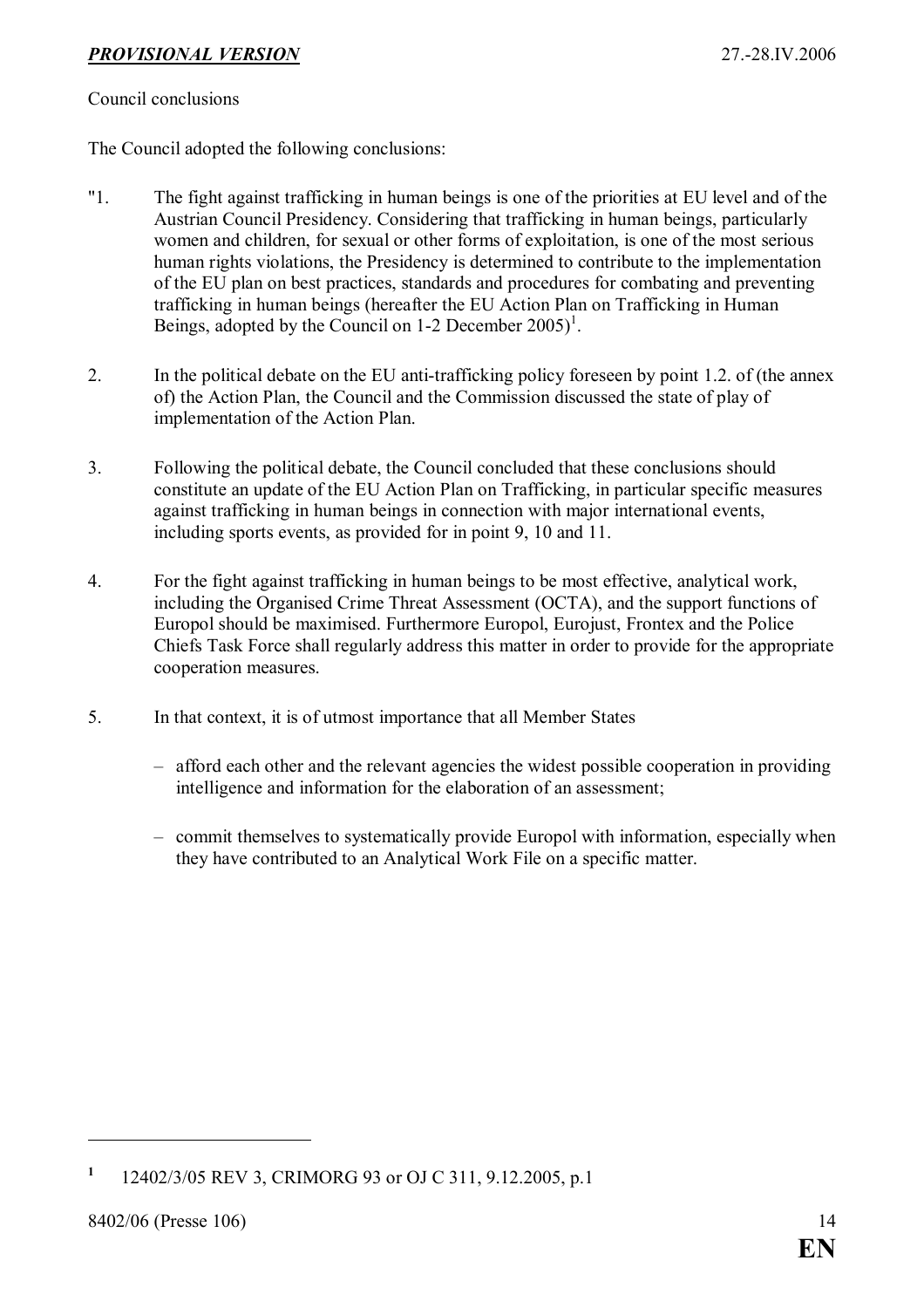Council conclusions

The Council adopted the following conclusions:

"1. The fight against trafficking in human beings is one of the priorities at EU level and of the Austrian Council Presidency. Considering that trafficking in human beings, particularly women and children, for sexual or other forms of exploitation, is one of the most serious human rights violations, the Presidency is determined to contribute to the implementation of the EU plan on best practices, standards and procedures for combating and preventing trafficking in human beings (hereafter the EU Action Plan on Trafficking in Human Beings, adopted by the Council on 1-2 December 2005)[1].

2. In the political debate on the EU anti-trafficking policy foreseen by point 1.2. of (the annex of) the Action Plan, the Council and the Commission discussed the state of play of implementation of the Action Plan.

3. Following the political debate, the Council concluded that these conclusions should constitute an update of the EU Action Plan on Trafficking, in particular specific measures against trafficking in human beings in connection with major international events, including sports events, as provided for in point 9, 10 and 11.

4. For the fight against trafficking in human beings to be most effective, analytical work, including the Organised Crime Threat Assessment (OCTA), and the support functions of Europol should be maximised. Furthermore Europol, Eurojust, Frontex and the Police Chiefs Task Force shall regularly address this matter in order to provide for the appropriate cooperation measures.

5. In that context, it is of utmost importance that all Member States

   – afford each other and the relevant agencies the widest possible cooperation in providing intelligence and information for the elaboration of an assessment;

   – commit themselves to systematically provide Europol with information, especially when they have contributed to an Analytical Work File on a specific matter.

---

[1] 12402/3/05 REV 3, CRIMORG 93 or OJ C 311, 9.12.2005, p.1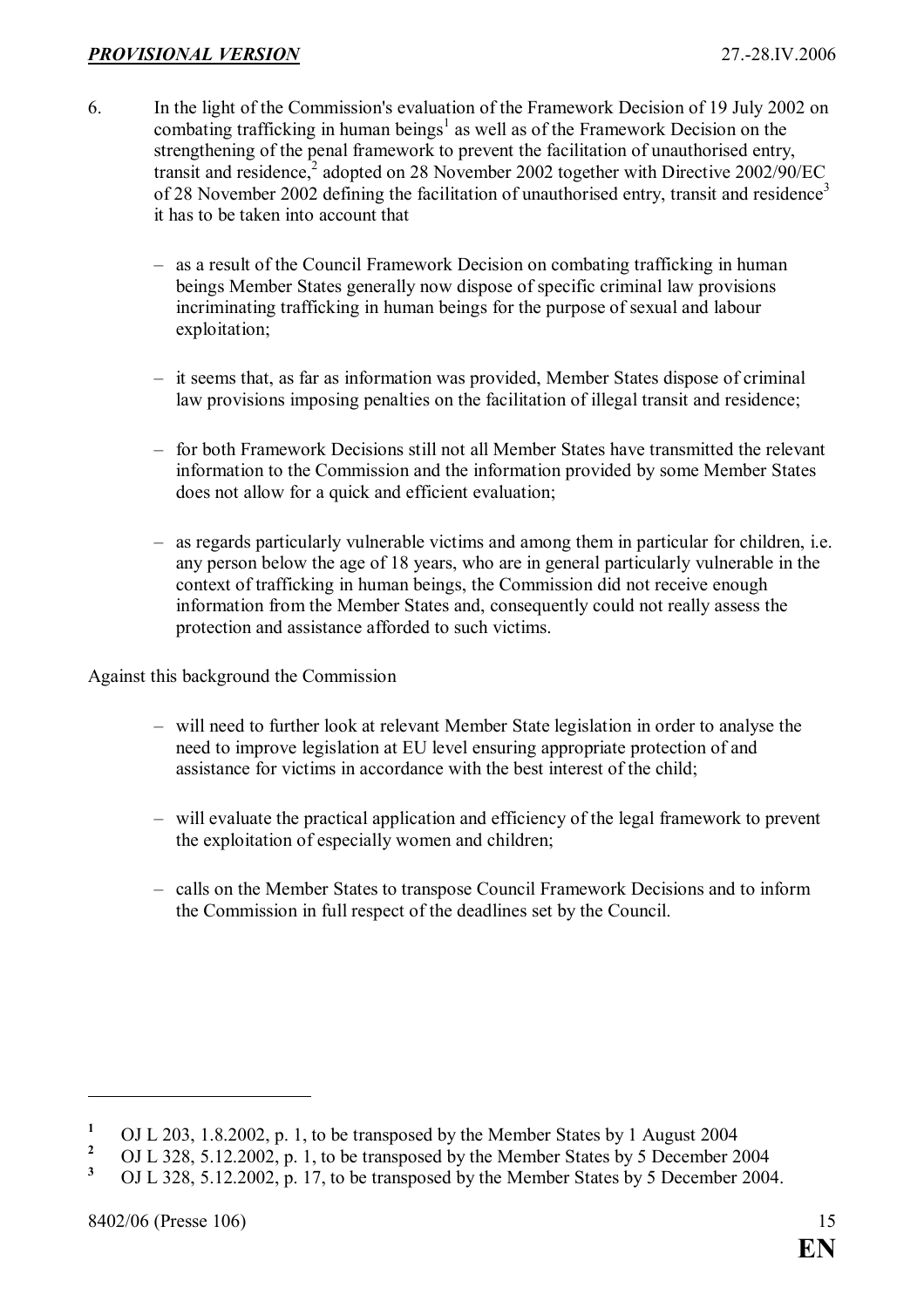6. In the light of the Commission's evaluation of the Framework Decision of 19 July 2002 on combating trafficking in human beings[1] as well as of the Framework Decision on the strengthening of the penal framework to prevent the facilitation of unauthorised entry, transit and residence,[2] adopted on 28 November 2002 together with Directive 2002/90/EC of 28 November 2002 defining the facilitation of unauthorised entry, transit and residence[3] it has to be taken into account that

   – as a result of the Council Framework Decision on combating trafficking in human beings Member States generally now dispose of specific criminal law provisions incriminating trafficking in human beings for the purpose of sexual and labour exploitation;

   – it seems that, as far as information was provided, Member States dispose of criminal law provisions imposing penalties on the facilitation of illegal transit and residence;

   – for both Framework Decisions still not all Member States have transmitted the relevant information to the Commission and the information provided by some Member States does not allow for a quick and efficient evaluation;

   – as regards particularly vulnerable victims and among them in particular for children, i.e. any person below the age of 18 years, who are in general particularly vulnerable in the context of trafficking in human beings, the Commission did not receive enough information from the Member States and, consequently could not really assess the protection and assistance afforded to such victims.

Against this background the Commission

   – will need to further look at relevant Member State legislation in order to analyse the need to improve legislation at EU level ensuring appropriate protection of and assistance for victims in accordance with the best interest of the child;

   – will evaluate the practical application and efficiency of the legal framework to prevent the exploitation of especially women and children;

   – calls on the Member States to transpose Council Framework Decisions and to inform the Commission in full respect of the deadlines set by the Council.

---

[1] OJ L 203, 1.8.2002, p. 1, to be transposed by the Member States by 1 August 2004

[2] OJ L 328, 5.12.2002, p. 1, to be transposed by the Member States by 5 December 2004

[3] OJ L 328, 5.12.2002, p. 17, to be transposed by the Member States by 5 December 2004.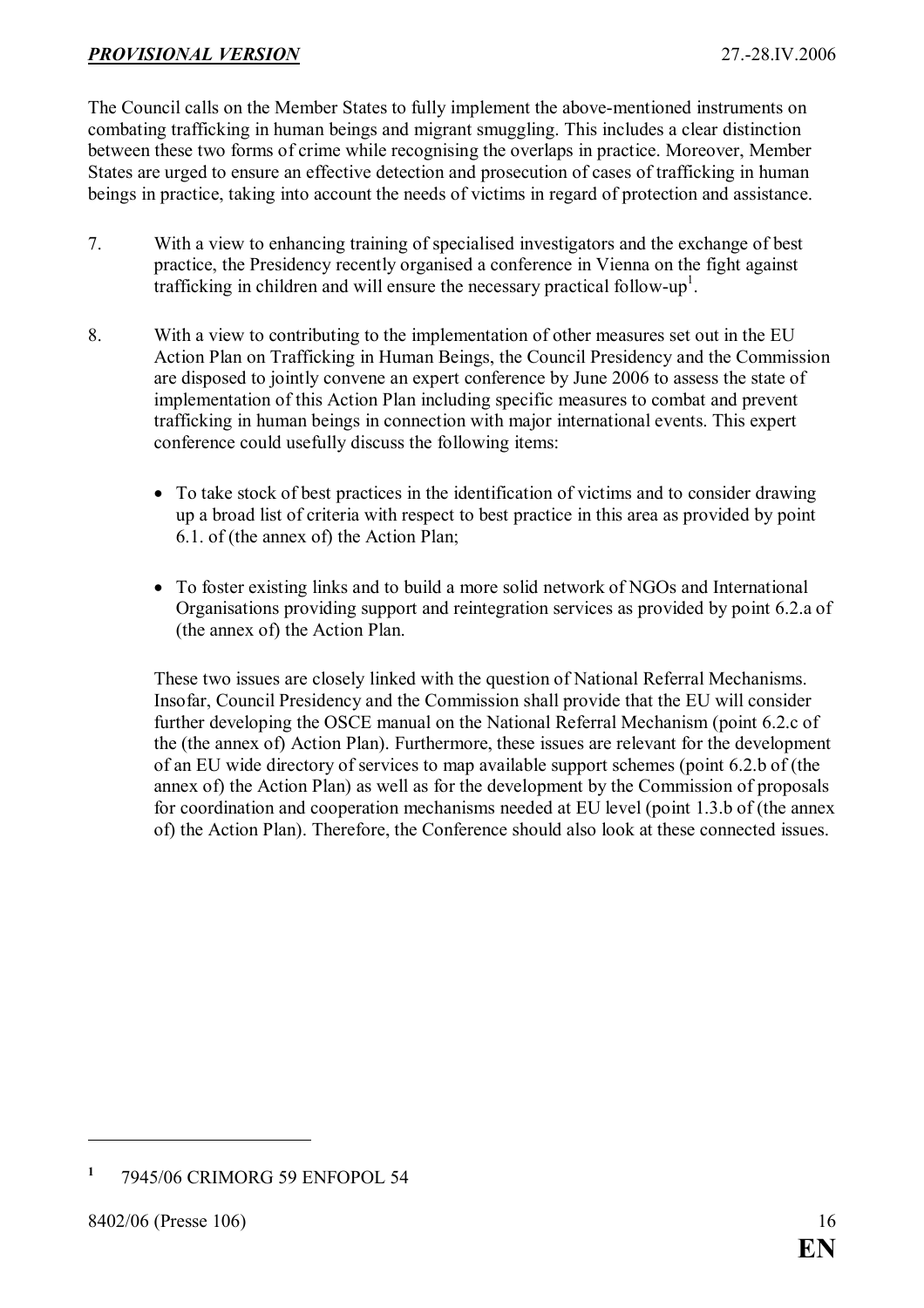The Council calls on the Member States to fully implement the above-mentioned instruments on combating trafficking in human beings and migrant smuggling. This includes a clear distinction between these two forms of crime while recognising the overlaps in practice. Moreover, Member States are urged to ensure an effective detection and prosecution of cases of trafficking in human beings in practice, taking into account the needs of victims in regard of protection and assistance.

7. With a view to enhancing training of specialised investigators and the exchange of best practice, the Presidency recently organised a conference in Vienna on the fight against trafficking in children and will ensure the necessary practical follow-up[1].

8. With a view to contributing to the implementation of other measures set out in the EU Action Plan on Trafficking in Human Beings, the Council Presidency and the Commission are disposed to jointly convene an expert conference by June 2006 to assess the state of implementation of this Action Plan including specific measures to combat and prevent trafficking in human beings in connection with major international events. This expert conference could usefully discuss the following items:

   - To take stock of best practices in the identification of victims and to consider drawing up a broad list of criteria with respect to best practice in this area as provided by point 6.1. of (the annex of) the Action Plan;

   - To foster existing links and to build a more solid network of NGOs and International Organisations providing support and reintegration services as provided by point 6.2.a of (the annex of) the Action Plan.

   These two issues are closely linked with the question of National Referral Mechanisms. Insofar, Council Presidency and the Commission shall provide that the EU will consider further developing the OSCE manual on the National Referral Mechanism (point 6.2.c of the (the annex of) Action Plan). Furthermore, these issues are relevant for the development of an EU wide directory of services to map available support schemes (point 6.2.b of (the annex of) the Action Plan) as well as for the development by the Commission of proposals for coordination and cooperation mechanisms needed at EU level (point 1.3.b of (the annex of) the Action Plan). Therefore, the Conference should also look at these connected issues.

---

[1] 7945/06 CRIMORG 59 ENFOPOL 54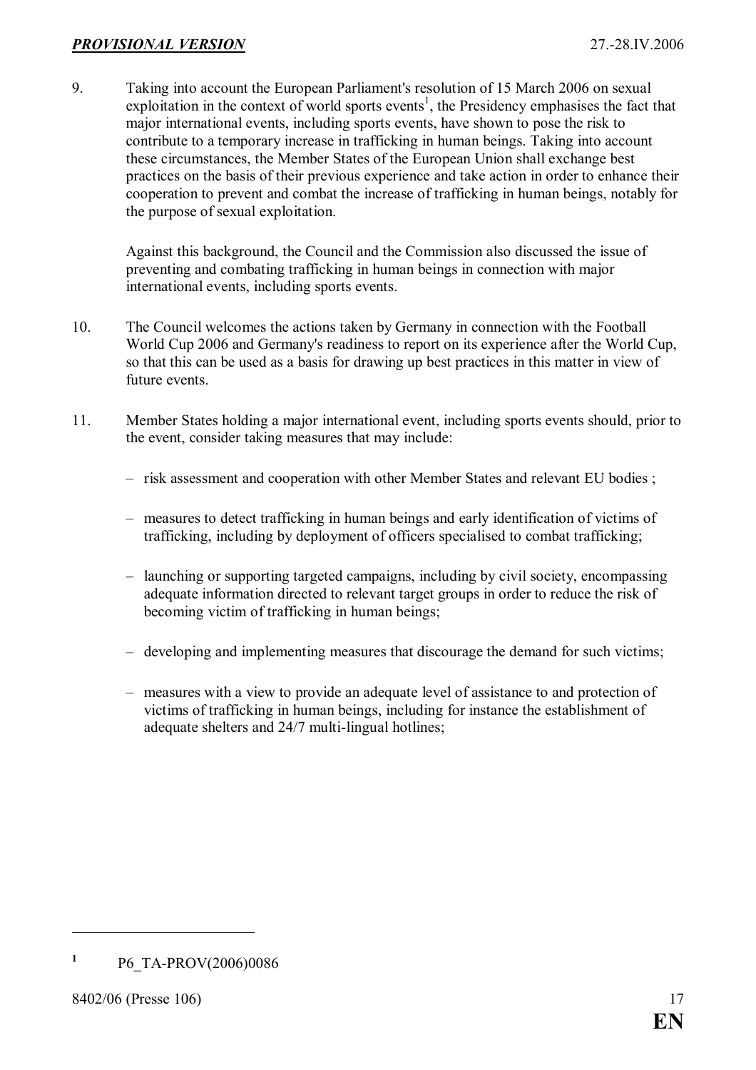9. Taking into account the European Parliament's resolution of 15 March 2006 on sexual exploitation in the context of world sports events[1], the Presidency emphasises the fact that major international events, including sports events, have shown to pose the risk to contribute to a temporary increase in trafficking in human beings. Taking into account these circumstances, the Member States of the European Union shall exchange best practices on the basis of their previous experience and take action in order to enhance their cooperation to prevent and combat the increase of trafficking in human beings, notably for the purpose of sexual exploitation.

   Against this background, the Council and the Commission also discussed the issue of preventing and combating trafficking in human beings in connection with major international events, including sports events.

10. The Council welcomes the actions taken by Germany in connection with the Football World Cup 2006 and Germany's readiness to report on its experience after the World Cup, so that this can be used as a basis for drawing up best practices in this matter in view of future events.

11. Member States holding a major international event, including sports events should, prior to the event, consider taking measures that may include:

    - risk assessment and cooperation with other Member States and relevant EU bodies ;
    - measures to detect trafficking in human beings and early identification of victims of trafficking, including by deployment of officers specialised to combat trafficking;
    - launching or supporting targeted campaigns, including by civil society, encompassing adequate information directed to relevant target groups in order to reduce the risk of becoming victim of trafficking in human beings;
    - developing and implementing measures that discourage the demand for such victims;
    - measures with a view to provide an adequate level of assistance to and protection of victims of trafficking in human beings, including for instance the establishment of adequate shelters and 24/7 multi-lingual hotlines;

---

[1] P6_TA-PROV(2006)0086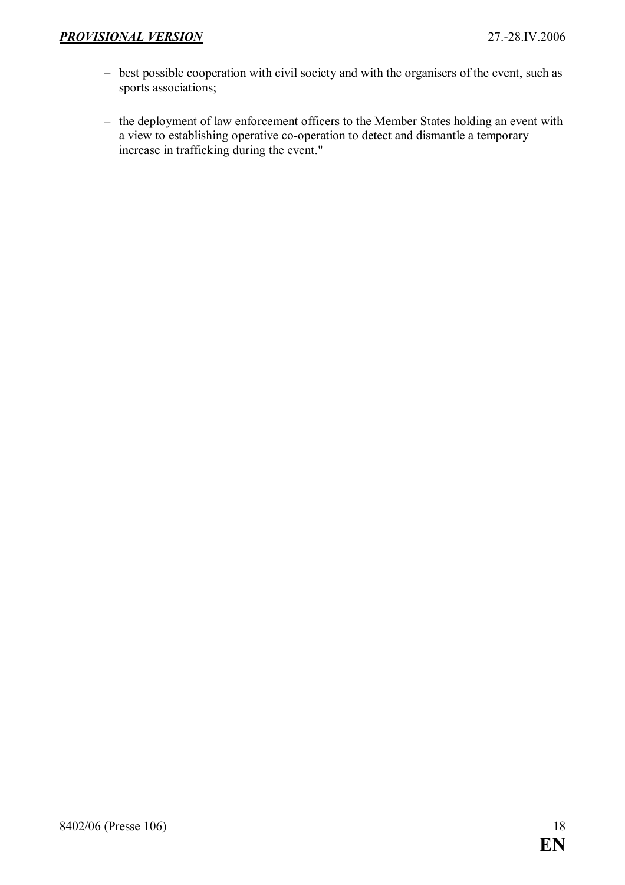- best possible cooperation with civil society and with the organisers of the event, such as sports associations;

- the deployment of law enforcement officers to the Member States holding an event with a view to establishing operative co-operation to detect and dismantle a temporary increase in trafficking during the event."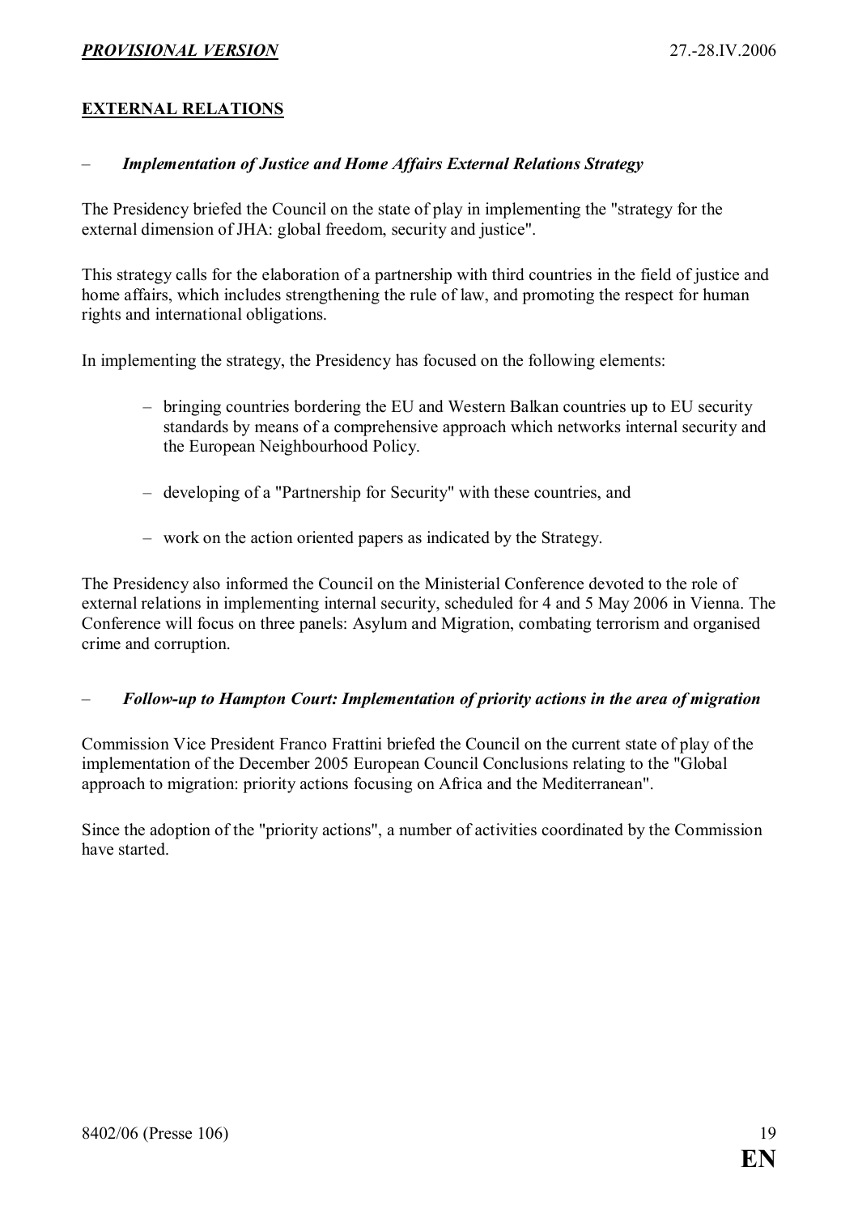## EXTERNAL RELATIONS

– ***Implementation of Justice and Home Affairs External Relations Strategy***

The Presidency briefed the Council on the state of play in implementing the "strategy for the external dimension of JHA: global freedom, security and justice".

This strategy calls for the elaboration of a partnership with third countries in the field of justice and home affairs, which includes strengthening the rule of law, and promoting the respect for human rights and international obligations.

In implementing the strategy, the Presidency has focused on the following elements:

- bringing countries bordering the EU and Western Balkan countries up to EU security standards by means of a comprehensive approach which networks internal security and the European Neighbourhood Policy.
- developing of a "Partnership for Security" with these countries, and
- work on the action oriented papers as indicated by the Strategy.

The Presidency also informed the Council on the Ministerial Conference devoted to the role of external relations in implementing internal security, scheduled for 4 and 5 May 2006 in Vienna. The Conference will focus on three panels: Asylum and Migration, combating terrorism and organised crime and corruption.

– ***Follow-up to Hampton Court: Implementation of priority actions in the area of migration***

Commission Vice President Franco Frattini briefed the Council on the current state of play of the implementation of the December 2005 European Council Conclusions relating to the "Global approach to migration: priority actions focusing on Africa and the Mediterranean".

Since the adoption of the "priority actions", a number of activities coordinated by the Commission have started.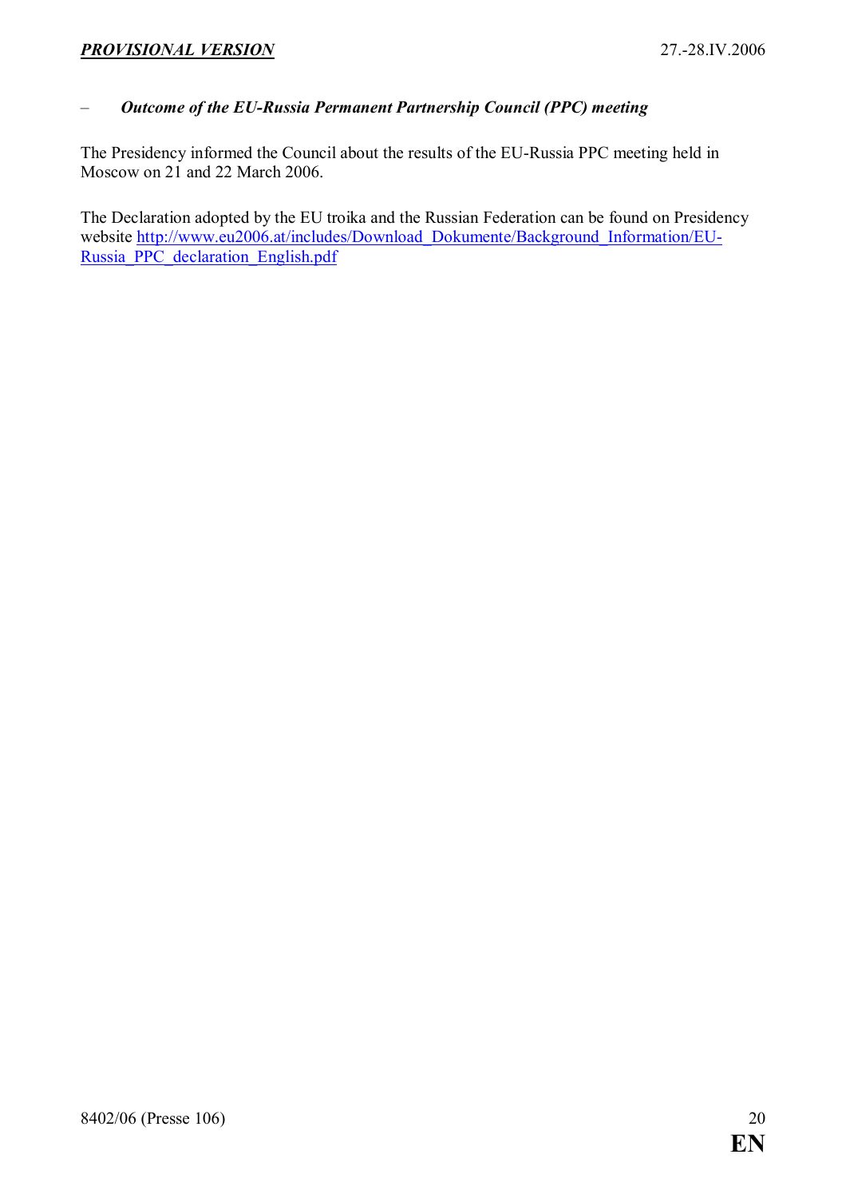– ***Outcome of the EU-Russia Permanent Partnership Council (PPC) meeting***

The Presidency informed the Council about the results of the EU-Russia PPC meeting held in Moscow on 21 and 22 March 2006.

The Declaration adopted by the EU troika and the Russian Federation can be found on Presidency website http://www.eu2006.at/includes/Download_Dokumente/Background_Information/EU-Russia_PPC_declaration_English.pdf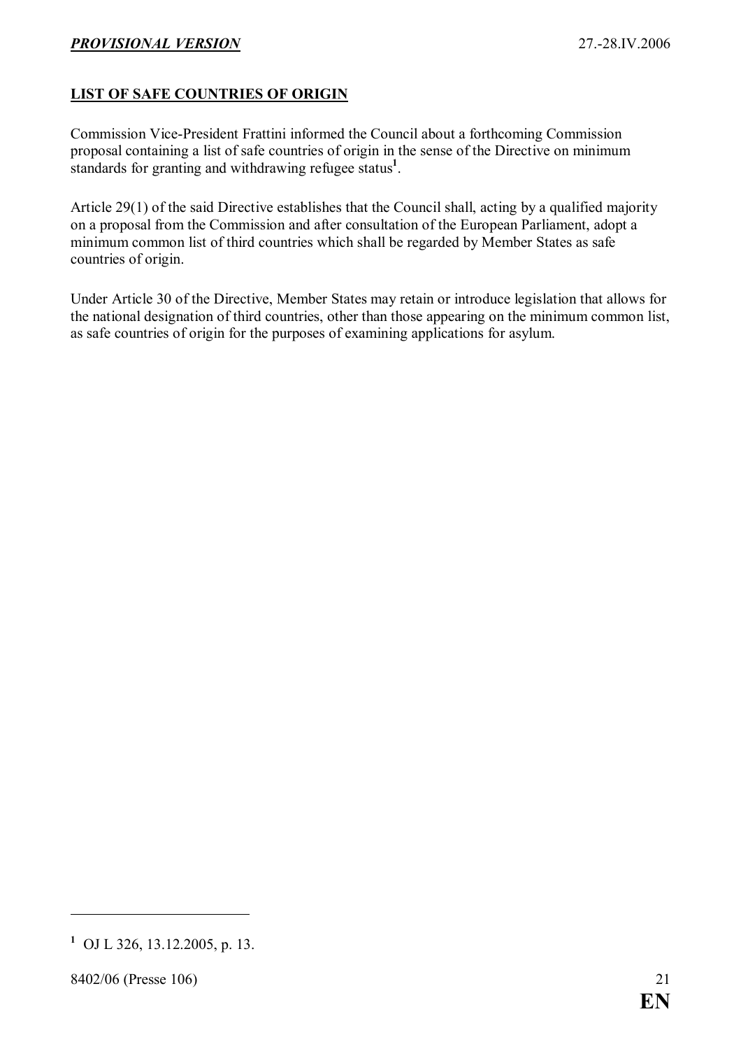## LIST OF SAFE COUNTRIES OF ORIGIN

Commission Vice-President Frattini informed the Council about a forthcoming Commission proposal containing a list of safe countries of origin in the sense of the Directive on minimum standards for granting and withdrawing refugee status[1].

Article 29(1) of the said Directive establishes that the Council shall, acting by a qualified majority on a proposal from the Commission and after consultation of the European Parliament, adopt a minimum common list of third countries which shall be regarded by Member States as safe countries of origin.

Under Article 30 of the Directive, Member States may retain or introduce legislation that allows for the national designation of third countries, other than those appearing on the minimum common list, as safe countries of origin for the purposes of examining applications for asylum.

---

[1] OJ L 326, 13.12.2005, p. 13.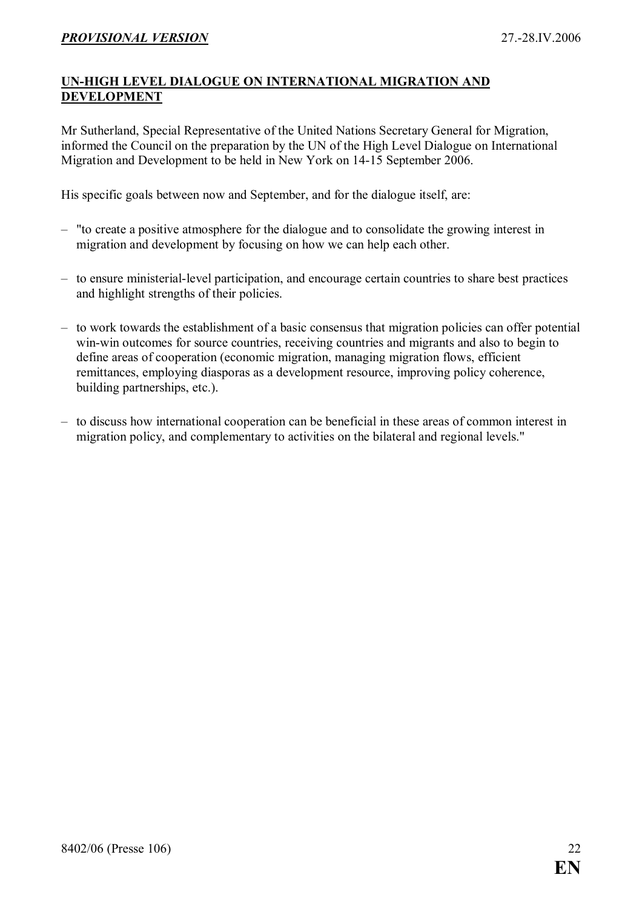## UN-HIGH LEVEL DIALOGUE ON INTERNATIONAL MIGRATION AND DEVELOPMENT

Mr Sutherland, Special Representative of the United Nations Secretary General for Migration, informed the Council on the preparation by the UN of the High Level Dialogue on International Migration and Development to be held in New York on 14-15 September 2006.

His specific goals between now and September, and for the dialogue itself, are:

- "to create a positive atmosphere for the dialogue and to consolidate the growing interest in migration and development by focusing on how we can help each other.
- to ensure ministerial-level participation, and encourage certain countries to share best practices and highlight strengths of their policies.
- to work towards the establishment of a basic consensus that migration policies can offer potential win-win outcomes for source countries, receiving countries and migrants and also to begin to define areas of cooperation (economic migration, managing migration flows, efficient remittances, employing diasporas as a development resource, improving policy coherence, building partnerships, etc.).
- to discuss how international cooperation can be beneficial in these areas of common interest in migration policy, and complementary to activities on the bilateral and regional levels."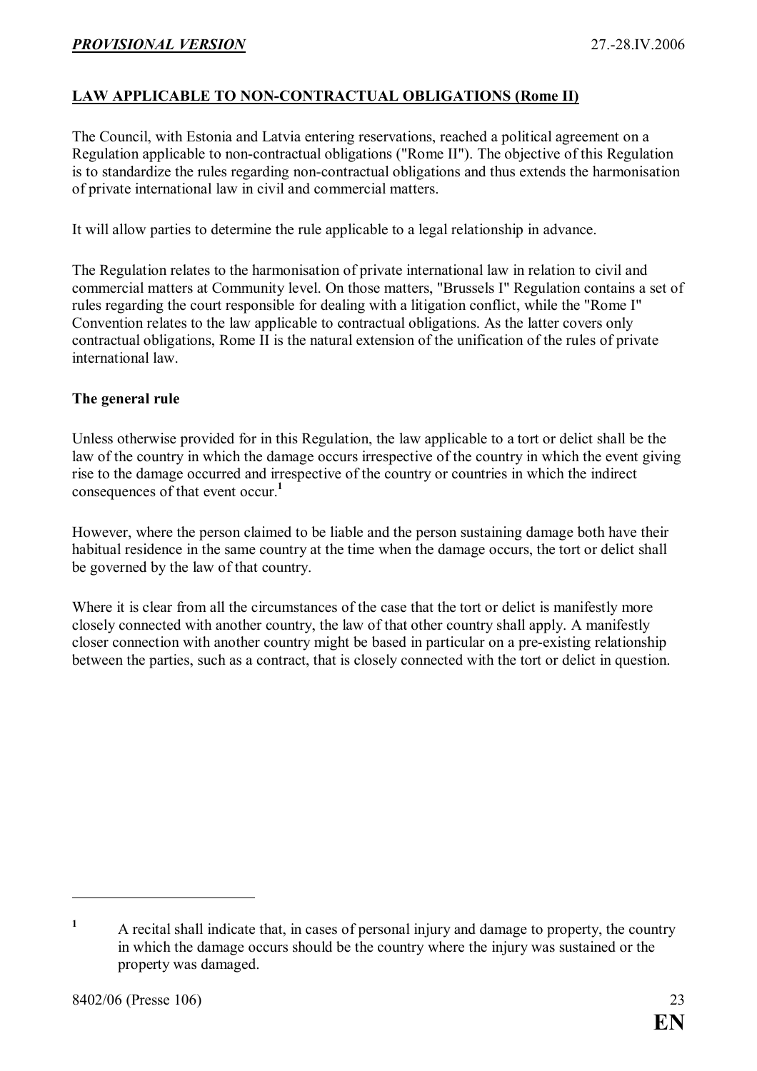## LAW APPLICABLE TO NON-CONTRACTUAL OBLIGATIONS (Rome II)

The Council, with Estonia and Latvia entering reservations, reached a political agreement on a Regulation applicable to non-contractual obligations ("Rome II"). The objective of this Regulation is to standardize the rules regarding non-contractual obligations and thus extends the harmonisation of private international law in civil and commercial matters.

It will allow parties to determine the rule applicable to a legal relationship in advance.

The Regulation relates to the harmonisation of private international law in relation to civil and commercial matters at Community level. On those matters, "Brussels I" Regulation contains a set of rules regarding the court responsible for dealing with a litigation conflict, while the "Rome I" Convention relates to the law applicable to contractual obligations. As the latter covers only contractual obligations, Rome II is the natural extension of the unification of the rules of private international law.

### The general rule

Unless otherwise provided for in this Regulation, the law applicable to a tort or delict shall be the law of the country in which the damage occurs irrespective of the country in which the event giving rise to the damage occurred and irrespective of the country or countries in which the indirect consequences of that event occur.[1]

However, where the person claimed to be liable and the person sustaining damage both have their habitual residence in the same country at the time when the damage occurs, the tort or delict shall be governed by the law of that country.

Where it is clear from all the circumstances of the case that the tort or delict is manifestly more closely connected with another country, the law of that other country shall apply. A manifestly closer connection with another country might be based in particular on a pre-existing relationship between the parties, such as a contract, that is closely connected with the tort or delict in question.

---

[1] A recital shall indicate that, in cases of personal injury and damage to property, the country in which the damage occurs should be the country where the injury was sustained or the property was damaged.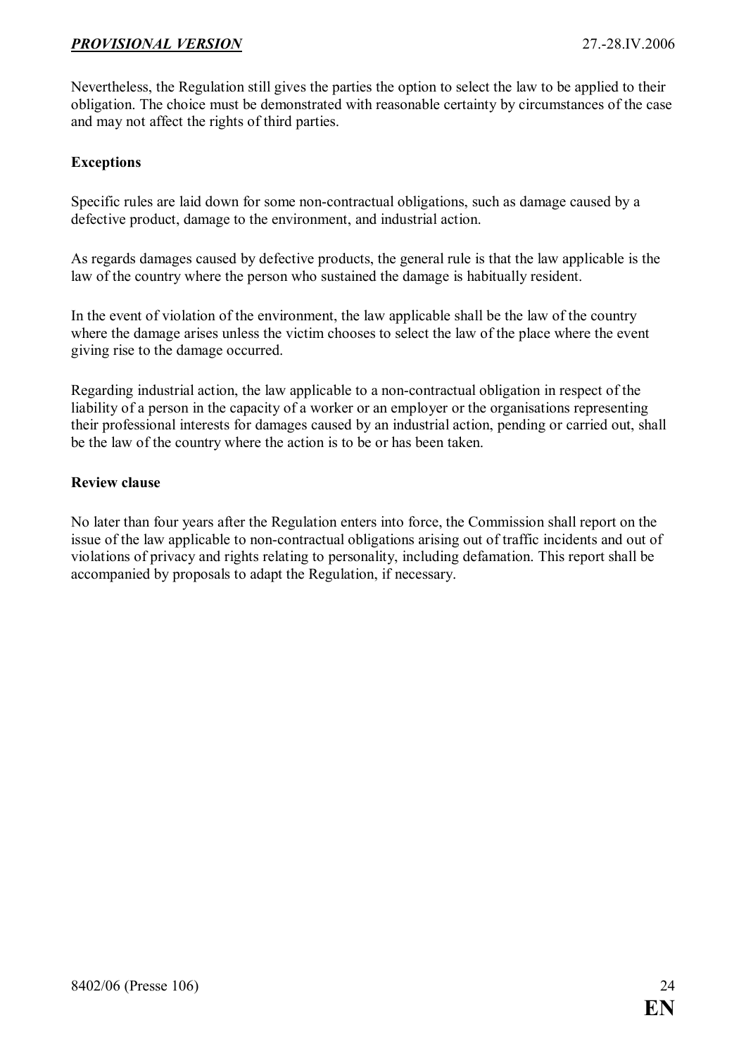Nevertheless, the Regulation still gives the parties the option to select the law to be applied to their obligation. The choice must be demonstrated with reasonable certainty by circumstances of the case and may not affect the rights of third parties.

**Exceptions**

Specific rules are laid down for some non-contractual obligations, such as damage caused by a defective product, damage to the environment, and industrial action.

As regards damages caused by defective products, the general rule is that the law applicable is the law of the country where the person who sustained the damage is habitually resident.

In the event of violation of the environment, the law applicable shall be the law of the country where the damage arises unless the victim chooses to select the law of the place where the event giving rise to the damage occurred.

Regarding industrial action, the law applicable to a non-contractual obligation in respect of the liability of a person in the capacity of a worker or an employer or the organisations representing their professional interests for damages caused by an industrial action, pending or carried out, shall be the law of the country where the action is to be or has been taken.

**Review clause**

No later than four years after the Regulation enters into force, the Commission shall report on the issue of the law applicable to non-contractual obligations arising out of traffic incidents and out of violations of privacy and rights relating to personality, including defamation. This report shall be accompanied by proposals to adapt the Regulation, if necessary.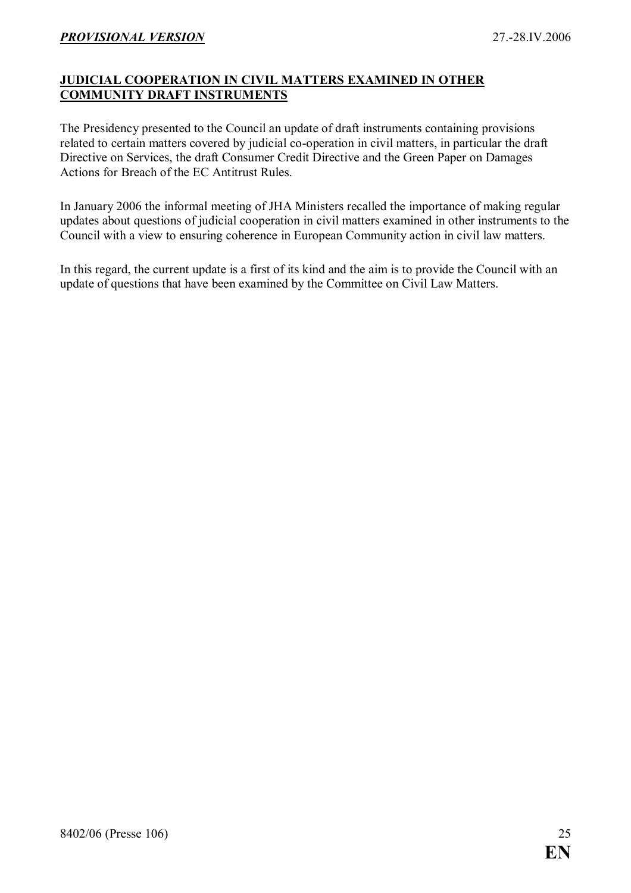## JUDICIAL COOPERATION IN CIVIL MATTERS EXAMINED IN OTHER COMMUNITY DRAFT INSTRUMENTS

The Presidency presented to the Council an update of draft instruments containing provisions related to certain matters covered by judicial co-operation in civil matters, in particular the draft Directive on Services, the draft Consumer Credit Directive and the Green Paper on Damages Actions for Breach of the EC Antitrust Rules.

In January 2006 the informal meeting of JHA Ministers recalled the importance of making regular updates about questions of judicial cooperation in civil matters examined in other instruments to the Council with a view to ensuring coherence in European Community action in civil law matters.

In this regard, the current update is a first of its kind and the aim is to provide the Council with an update of questions that have been examined by the Committee on Civil Law Matters.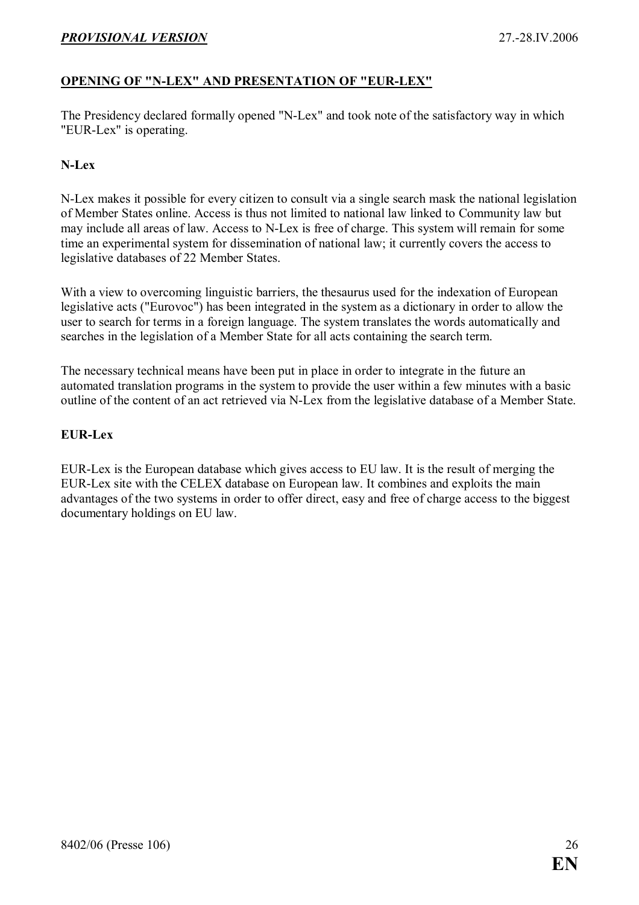## OPENING OF "N-LEX" AND PRESENTATION OF "EUR-LEX"

The Presidency declared formally opened "N-Lex" and took note of the satisfactory way in which "EUR-Lex" is operating.

### N-Lex

N-Lex makes it possible for every citizen to consult via a single search mask the national legislation of Member States online. Access is thus not limited to national law linked to Community law but may include all areas of law. Access to N-Lex is free of charge. This system will remain for some time an experimental system for dissemination of national law; it currently covers the access to legislative databases of 22 Member States.

With a view to overcoming linguistic barriers, the thesaurus used for the indexation of European legislative acts ("Eurovoc") has been integrated in the system as a dictionary in order to allow the user to search for terms in a foreign language. The system translates the words automatically and searches in the legislation of a Member State for all acts containing the search term.

The necessary technical means have been put in place in order to integrate in the future an automated translation programs in the system to provide the user within a few minutes with a basic outline of the content of an act retrieved via N-Lex from the legislative database of a Member State.

### EUR-Lex

EUR-Lex is the European database which gives access to EU law. It is the result of merging the EUR-Lex site with the CELEX database on European law. It combines and exploits the main advantages of the two systems in order to offer direct, easy and free of charge access to the biggest documentary holdings on EU law.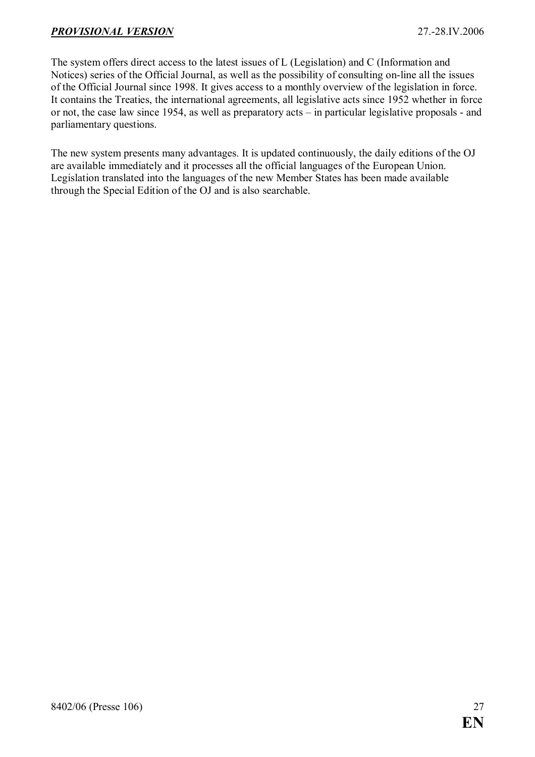The system offers direct access to the latest issues of L (Legislation) and C (Information and Notices) series of the Official Journal, as well as the possibility of consulting on-line all the issues of the Official Journal since 1998. It gives access to a monthly overview of the legislation in force. It contains the Treaties, the international agreements, all legislative acts since 1952 whether in force or not, the case law since 1954, as well as preparatory acts – in particular legislative proposals - and parliamentary questions.

The new system presents many advantages. It is updated continuously, the daily editions of the OJ are available immediately and it processes all the official languages of the European Union. Legislation translated into the languages of the new Member States has been made available through the Special Edition of the OJ and is also searchable.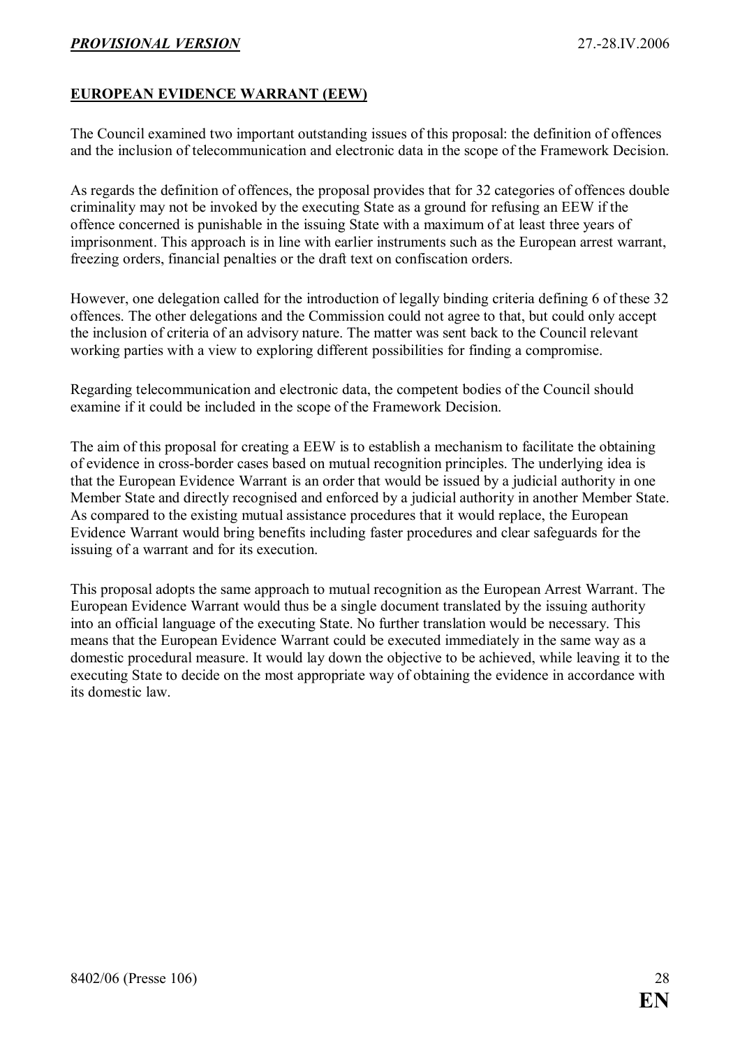## EUROPEAN EVIDENCE WARRANT (EEW)

The Council examined two important outstanding issues of this proposal: the definition of offences and the inclusion of telecommunication and electronic data in the scope of the Framework Decision.

As regards the definition of offences, the proposal provides that for 32 categories of offences double criminality may not be invoked by the executing State as a ground for refusing an EEW if the offence concerned is punishable in the issuing State with a maximum of at least three years of imprisonment. This approach is in line with earlier instruments such as the European arrest warrant, freezing orders, financial penalties or the draft text on confiscation orders.

However, one delegation called for the introduction of legally binding criteria defining 6 of these 32 offences. The other delegations and the Commission could not agree to that, but could only accept the inclusion of criteria of an advisory nature. The matter was sent back to the Council relevant working parties with a view to exploring different possibilities for finding a compromise.

Regarding telecommunication and electronic data, the competent bodies of the Council should examine if it could be included in the scope of the Framework Decision.

The aim of this proposal for creating a EEW is to establish a mechanism to facilitate the obtaining of evidence in cross-border cases based on mutual recognition principles. The underlying idea is that the European Evidence Warrant is an order that would be issued by a judicial authority in one Member State and directly recognised and enforced by a judicial authority in another Member State. As compared to the existing mutual assistance procedures that it would replace, the European Evidence Warrant would bring benefits including faster procedures and clear safeguards for the issuing of a warrant and for its execution.

This proposal adopts the same approach to mutual recognition as the European Arrest Warrant. The European Evidence Warrant would thus be a single document translated by the issuing authority into an official language of the executing State. No further translation would be necessary. This means that the European Evidence Warrant could be executed immediately in the same way as a domestic procedural measure. It would lay down the objective to be achieved, while leaving it to the executing State to decide on the most appropriate way of obtaining the evidence in accordance with its domestic law.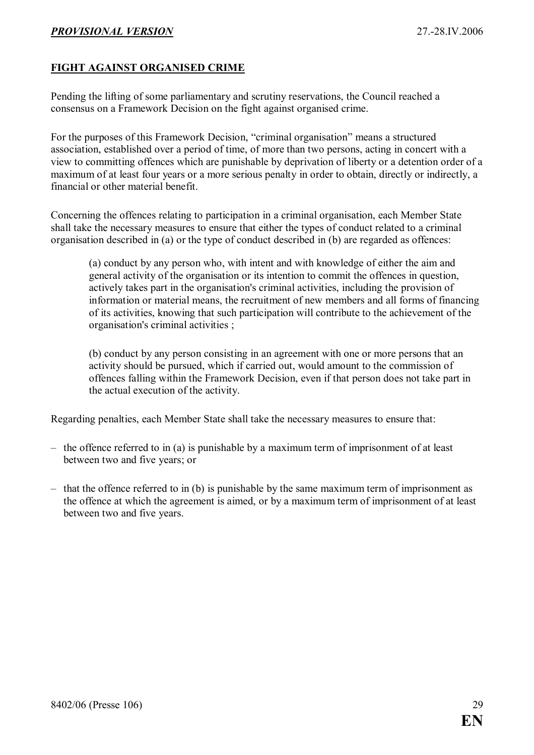## FIGHT AGAINST ORGANISED CRIME

Pending the lifting of some parliamentary and scrutiny reservations, the Council reached a consensus on a Framework Decision on the fight against organised crime.

For the purposes of this Framework Decision, "criminal organisation" means a structured association, established over a period of time, of more than two persons, acting in concert with a view to committing offences which are punishable by deprivation of liberty or a detention order of a maximum of at least four years or a more serious penalty in order to obtain, directly or indirectly, a financial or other material benefit.

Concerning the offences relating to participation in a criminal organisation, each Member State shall take the necessary measures to ensure that either the types of conduct related to a criminal organisation described in (a) or the type of conduct described in (b) are regarded as offences:

> (a) conduct by any person who, with intent and with knowledge of either the aim and general activity of the organisation or its intention to commit the offences in question, actively takes part in the organisation's criminal activities, including the provision of information or material means, the recruitment of new members and all forms of financing of its activities, knowing that such participation will contribute to the achievement of the organisation's criminal activities ;
>
> (b) conduct by any person consisting in an agreement with one or more persons that an activity should be pursued, which if carried out, would amount to the commission of offences falling within the Framework Decision, even if that person does not take part in the actual execution of the activity.

Regarding penalties, each Member State shall take the necessary measures to ensure that:

- the offence referred to in (a) is punishable by a maximum term of imprisonment of at least between two and five years; or
- that the offence referred to in (b) is punishable by the same maximum term of imprisonment as the offence at which the agreement is aimed, or by a maximum term of imprisonment of at least between two and five years.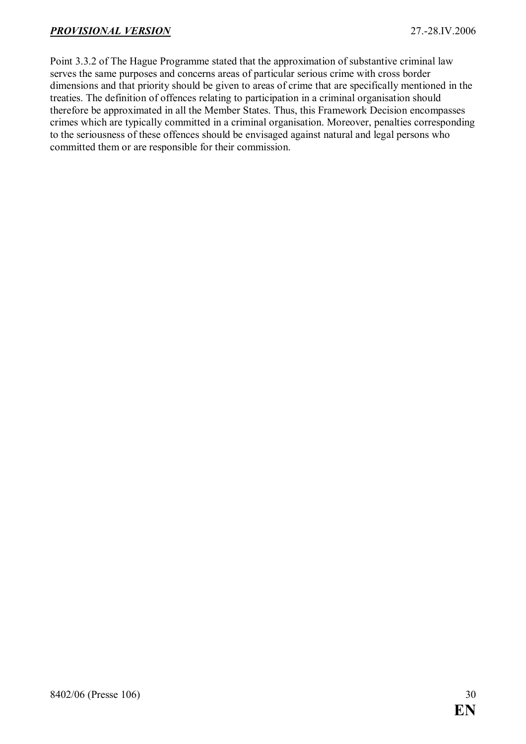Point 3.3.2 of The Hague Programme stated that the approximation of substantive criminal law serves the same purposes and concerns areas of particular serious crime with cross border dimensions and that priority should be given to areas of crime that are specifically mentioned in the treaties. The definition of offences relating to participation in a criminal organisation should therefore be approximated in all the Member States. Thus, this Framework Decision encompasses crimes which are typically committed in a criminal organisation. Moreover, penalties corresponding to the seriousness of these offences should be envisaged against natural and legal persons who committed them or are responsible for their commission.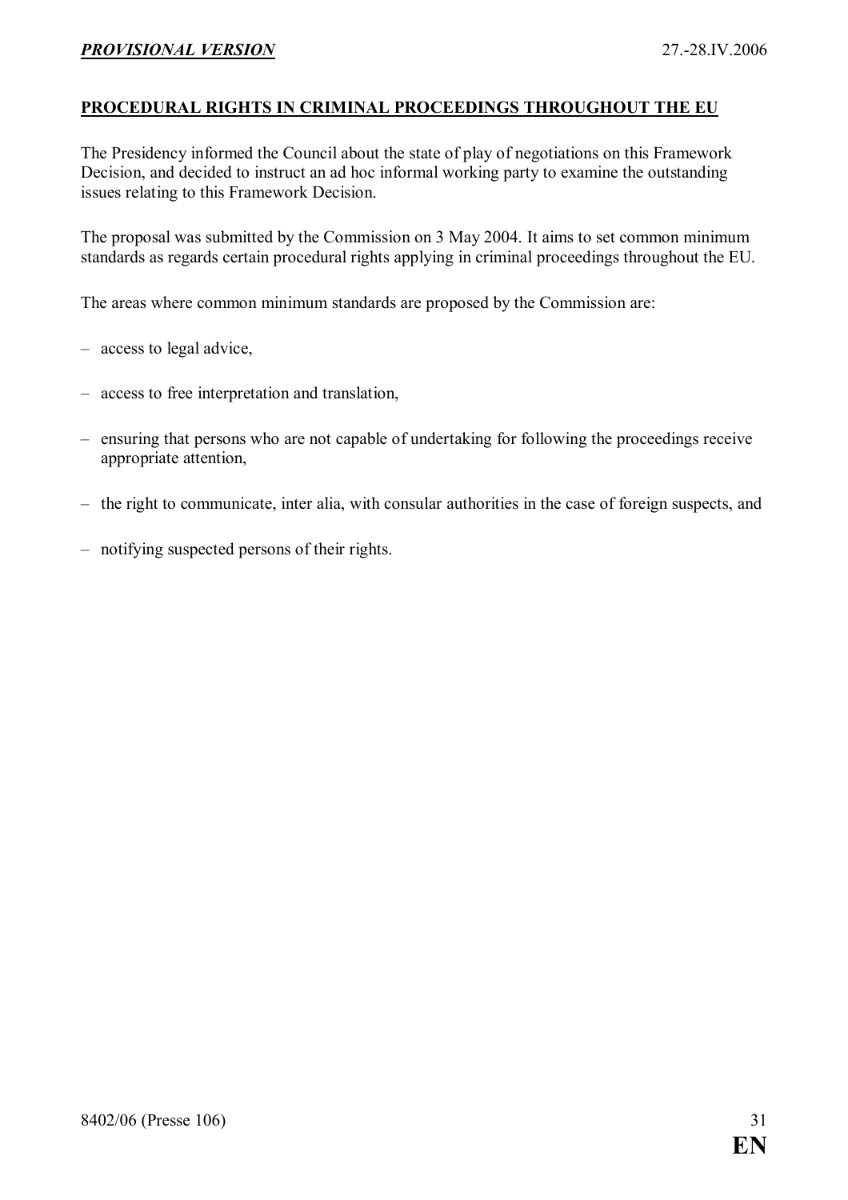## PROCEDURAL RIGHTS IN CRIMINAL PROCEEDINGS THROUGHOUT THE EU

The Presidency informed the Council about the state of play of negotiations on this Framework Decision, and decided to instruct an ad hoc informal working party to examine the outstanding issues relating to this Framework Decision.

The proposal was submitted by the Commission on 3 May 2004. It aims to set common minimum standards as regards certain procedural rights applying in criminal proceedings throughout the EU.

The areas where common minimum standards are proposed by the Commission are:

- access to legal advice,
- access to free interpretation and translation,
- ensuring that persons who are not capable of undertaking for following the proceedings receive appropriate attention,
- the right to communicate, inter alia, with consular authorities in the case of foreign suspects, and
- notifying suspected persons of their rights.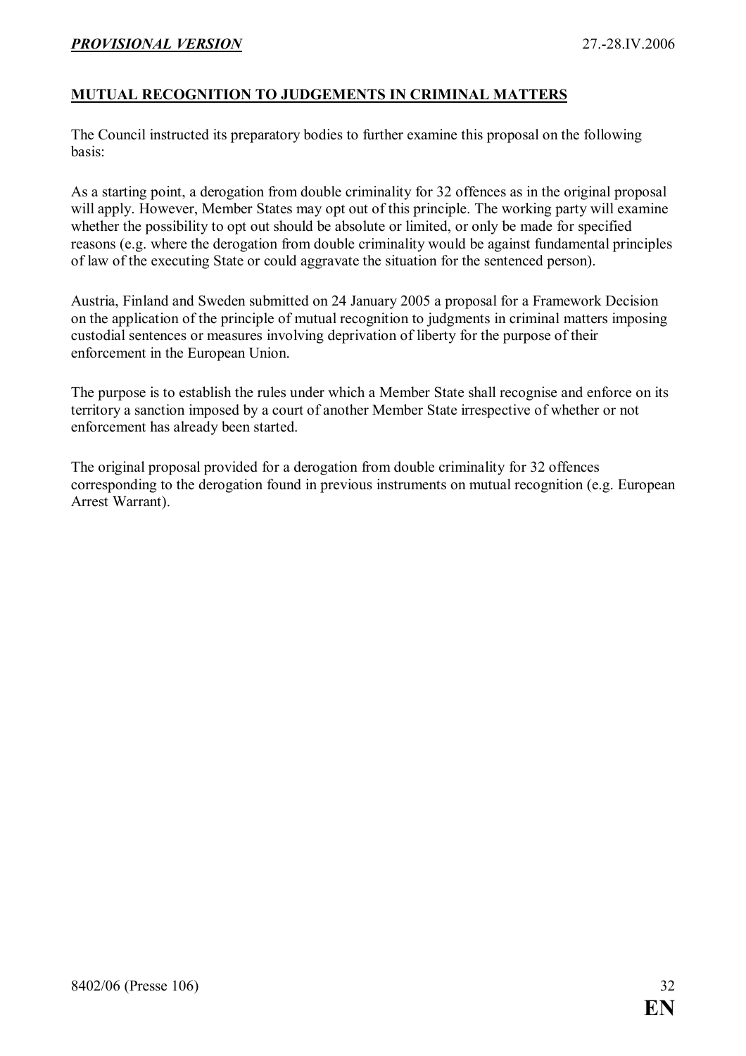## MUTUAL RECOGNITION TO JUDGEMENTS IN CRIMINAL MATTERS

The Council instructed its preparatory bodies to further examine this proposal on the following basis:

As a starting point, a derogation from double criminality for 32 offences as in the original proposal will apply. However, Member States may opt out of this principle. The working party will examine whether the possibility to opt out should be absolute or limited, or only be made for specified reasons (e.g. where the derogation from double criminality would be against fundamental principles of law of the executing State or could aggravate the situation for the sentenced person).

Austria, Finland and Sweden submitted on 24 January 2005 a proposal for a Framework Decision on the application of the principle of mutual recognition to judgments in criminal matters imposing custodial sentences or measures involving deprivation of liberty for the purpose of their enforcement in the European Union.

The purpose is to establish the rules under which a Member State shall recognise and enforce on its territory a sanction imposed by a court of another Member State irrespective of whether or not enforcement has already been started.

The original proposal provided for a derogation from double criminality for 32 offences corresponding to the derogation found in previous instruments on mutual recognition (e.g. European Arrest Warrant).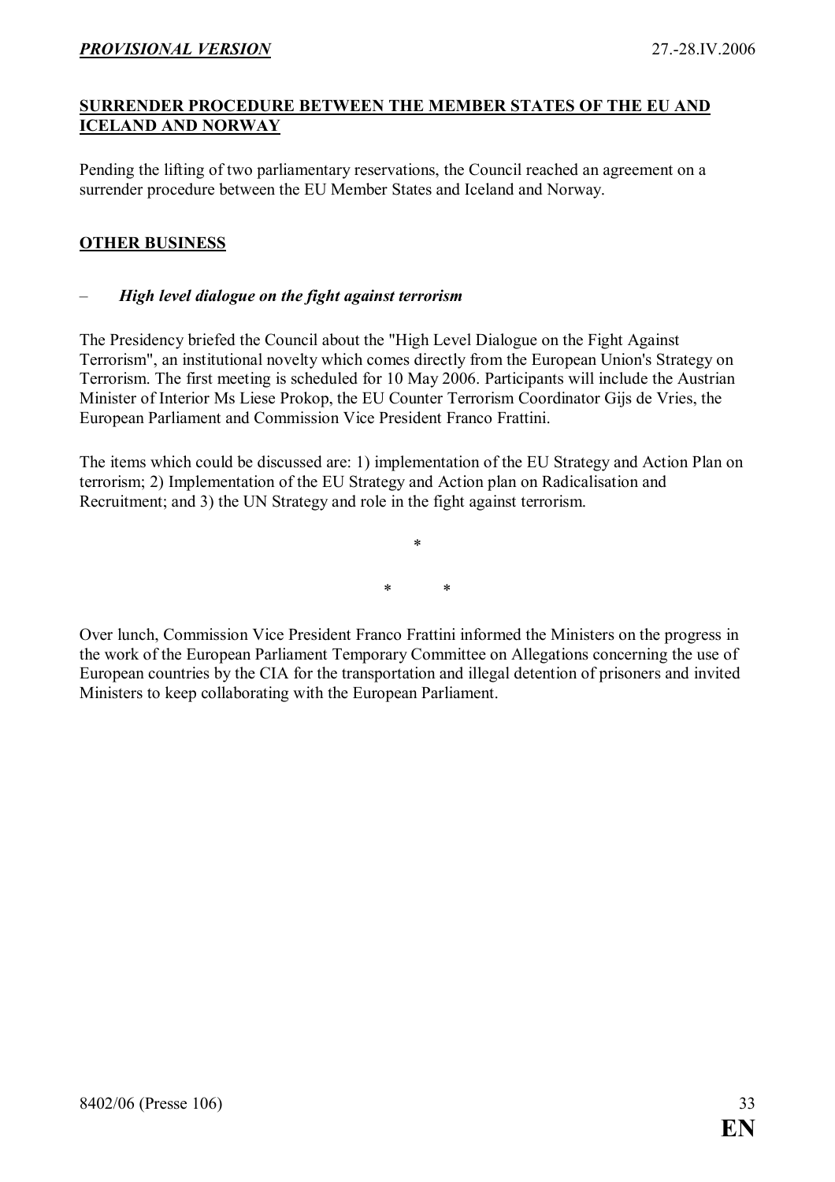## SURRENDER PROCEDURE BETWEEN THE MEMBER STATES OF THE EU AND ICELAND AND NORWAY

Pending the lifting of two parliamentary reservations, the Council reached an agreement on a surrender procedure between the EU Member States and Iceland and Norway.

## OTHER BUSINESS

– ***High level dialogue on the fight against terrorism***

The Presidency briefed the Council about the "High Level Dialogue on the Fight Against Terrorism", an institutional novelty which comes directly from the European Union's Strategy on Terrorism. The first meeting is scheduled for 10 May 2006. Participants will include the Austrian Minister of Interior Ms Liese Prokop, the EU Counter Terrorism Coordinator Gijs de Vries, the European Parliament and Commission Vice President Franco Frattini.

The items which could be discussed are: 1) implementation of the EU Strategy and Action Plan on terrorism; 2) Implementation of the EU Strategy and Action plan on Radicalisation and Recruitment; and 3) the UN Strategy and role in the fight against terrorism.

*

\*     *

Over lunch, Commission Vice President Franco Frattini informed the Ministers on the progress in the work of the European Parliament Temporary Committee on Allegations concerning the use of European countries by the CIA for the transportation and illegal detention of prisoners and invited Ministers to keep collaborating with the European Parliament.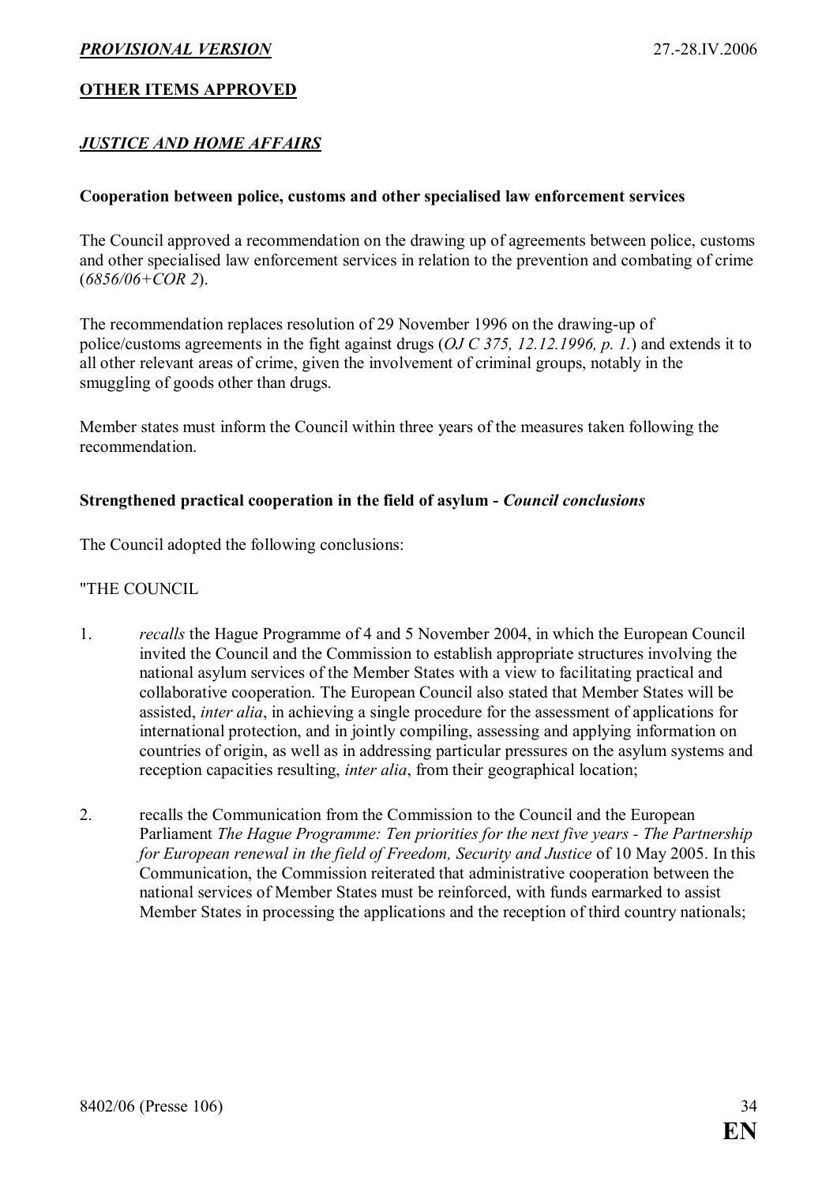**OTHER ITEMS APPROVED**

## *JUSTICE AND HOME AFFAIRS*

### Cooperation between police, customs and other specialised law enforcement services

The Council approved a recommendation on the drawing up of agreements between police, customs and other specialised law enforcement services in relation to the prevention and combating of crime (*6856/06+COR 2*).

The recommendation replaces resolution of 29 November 1996 on the drawing-up of police/customs agreements in the fight against drugs (*OJ C 375, 12.12.1996, p. 1.*) and extends it to all other relevant areas of crime, given the involvement of criminal groups, notably in the smuggling of goods other than drugs.

Member states must inform the Council within three years of the measures taken following the recommendation.

### Strengthened practical cooperation in the field of asylum - *Council conclusions*

The Council adopted the following conclusions:

"THE COUNCIL

1. *recalls* the Hague Programme of 4 and 5 November 2004, in which the European Council invited the Council and the Commission to establish appropriate structures involving the national asylum services of the Member States with a view to facilitating practical and collaborative cooperation. The European Council also stated that Member States will be assisted, *inter alia*, in achieving a single procedure for the assessment of applications for international protection, and in jointly compiling, assessing and applying information on countries of origin, as well as in addressing particular pressures on the asylum systems and reception capacities resulting, *inter alia*, from their geographical location;

2. recalls the Communication from the Commission to the Council and the European Parliament *The Hague Programme: Ten priorities for the next five years - The Partnership for European renewal in the field of Freedom, Security and Justice* of 10 May 2005. In this Communication, the Commission reiterated that administrative cooperation between the national services of Member States must be reinforced, with funds earmarked to assist Member States in processing the applications and the reception of third country nationals;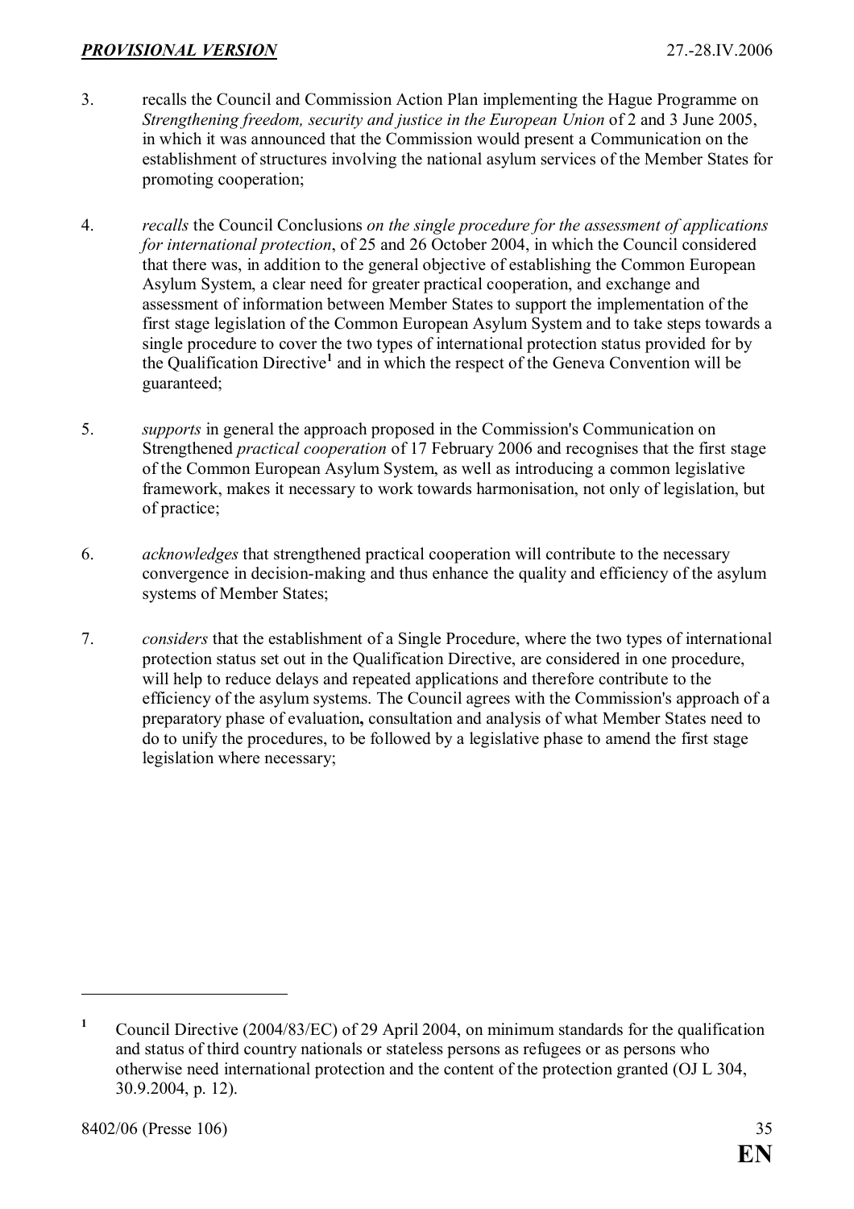3. recalls the Council and Commission Action Plan implementing the Hague Programme on *Strengthening freedom, security and justice in the European Union* of 2 and 3 June 2005, in which it was announced that the Commission would present a Communication on the establishment of structures involving the national asylum services of the Member States for promoting cooperation;

4. *recalls* the Council Conclusions *on the single procedure for the assessment of applications for international protection*, of 25 and 26 October 2004, in which the Council considered that there was, in addition to the general objective of establishing the Common European Asylum System, a clear need for greater practical cooperation, and exchange and assessment of information between Member States to support the implementation of the first stage legislation of the Common European Asylum System and to take steps towards a single procedure to cover the two types of international protection status provided for by the Qualification Directive[1] and in which the respect of the Geneva Convention will be guaranteed;

5. *supports* in general the approach proposed in the Commission's Communication on Strengthened *practical cooperation* of 17 February 2006 and recognises that the first stage of the Common European Asylum System, as well as introducing a common legislative framework, makes it necessary to work towards harmonisation, not only of legislation, but of practice;

6. *acknowledges* that strengthened practical cooperation will contribute to the necessary convergence in decision-making and thus enhance the quality and efficiency of the asylum systems of Member States;

7. *considers* that the establishment of a Single Procedure, where the two types of international protection status set out in the Qualification Directive, are considered in one procedure, will help to reduce delays and repeated applications and therefore contribute to the efficiency of the asylum systems. The Council agrees with the Commission's approach of a preparatory phase of evaluation**,** consultation and analysis of what Member States need to do to unify the procedures, to be followed by a legislative phase to amend the first stage legislation where necessary;

---

[1] Council Directive (2004/83/EC) of 29 April 2004, on minimum standards for the qualification and status of third country nationals or stateless persons as refugees or as persons who otherwise need international protection and the content of the protection granted (OJ L 304, 30.9.2004, p. 12).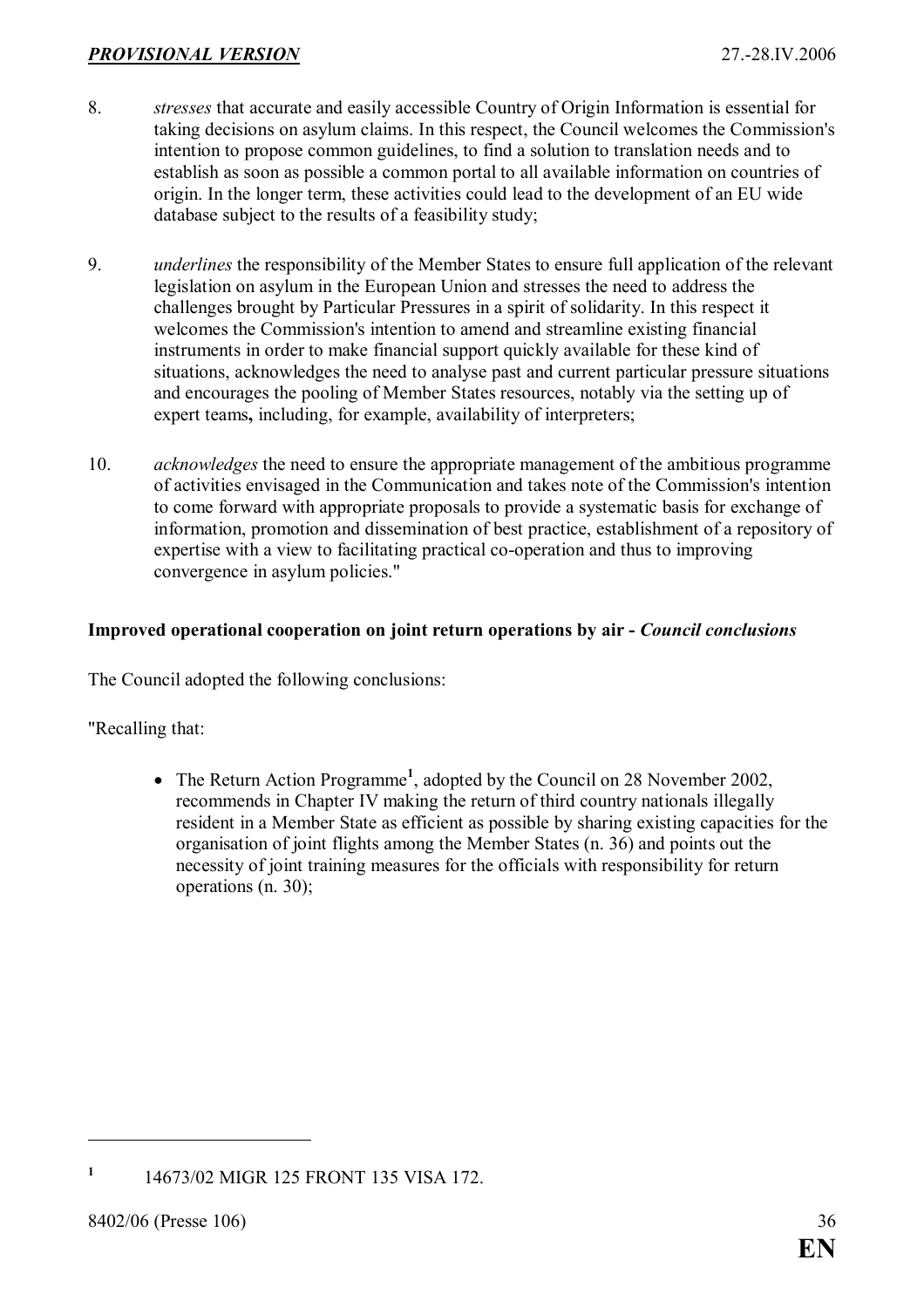8. *stresses* that accurate and easily accessible Country of Origin Information is essential for taking decisions on asylum claims. In this respect, the Council welcomes the Commission's intention to propose common guidelines, to find a solution to translation needs and to establish as soon as possible a common portal to all available information on countries of origin. In the longer term, these activities could lead to the development of an EU wide database subject to the results of a feasibility study;

9. *underlines* the responsibility of the Member States to ensure full application of the relevant legislation on asylum in the European Union and stresses the need to address the challenges brought by Particular Pressures in a spirit of solidarity. In this respect it welcomes the Commission's intention to amend and streamline existing financial instruments in order to make financial support quickly available for these kind of situations, acknowledges the need to analyse past and current particular pressure situations and encourages the pooling of Member States resources, notably via the setting up of expert teams**,** including, for example, availability of interpreters;

10. *acknowledges* the need to ensure the appropriate management of the ambitious programme of activities envisaged in the Communication and takes note of the Commission's intention to come forward with appropriate proposals to provide a systematic basis for exchange of information, promotion and dissemination of best practice, establishment of a repository of expertise with a view to facilitating practical co-operation and thus to improving convergence in asylum policies."

**Improved operational cooperation on joint return operations by air -** ***Council conclusions***

The Council adopted the following conclusions:

"Recalling that:

- The Return Action Programme[1], adopted by the Council on 28 November 2002, recommends in Chapter IV making the return of third country nationals illegally resident in a Member State as efficient as possible by sharing existing capacities for the organisation of joint flights among the Member States (n. 36) and points out the necessity of joint training measures for the officials with responsibility for return operations (n. 30);

---

[1] 14673/02 MIGR 125 FRONT 135 VISA 172.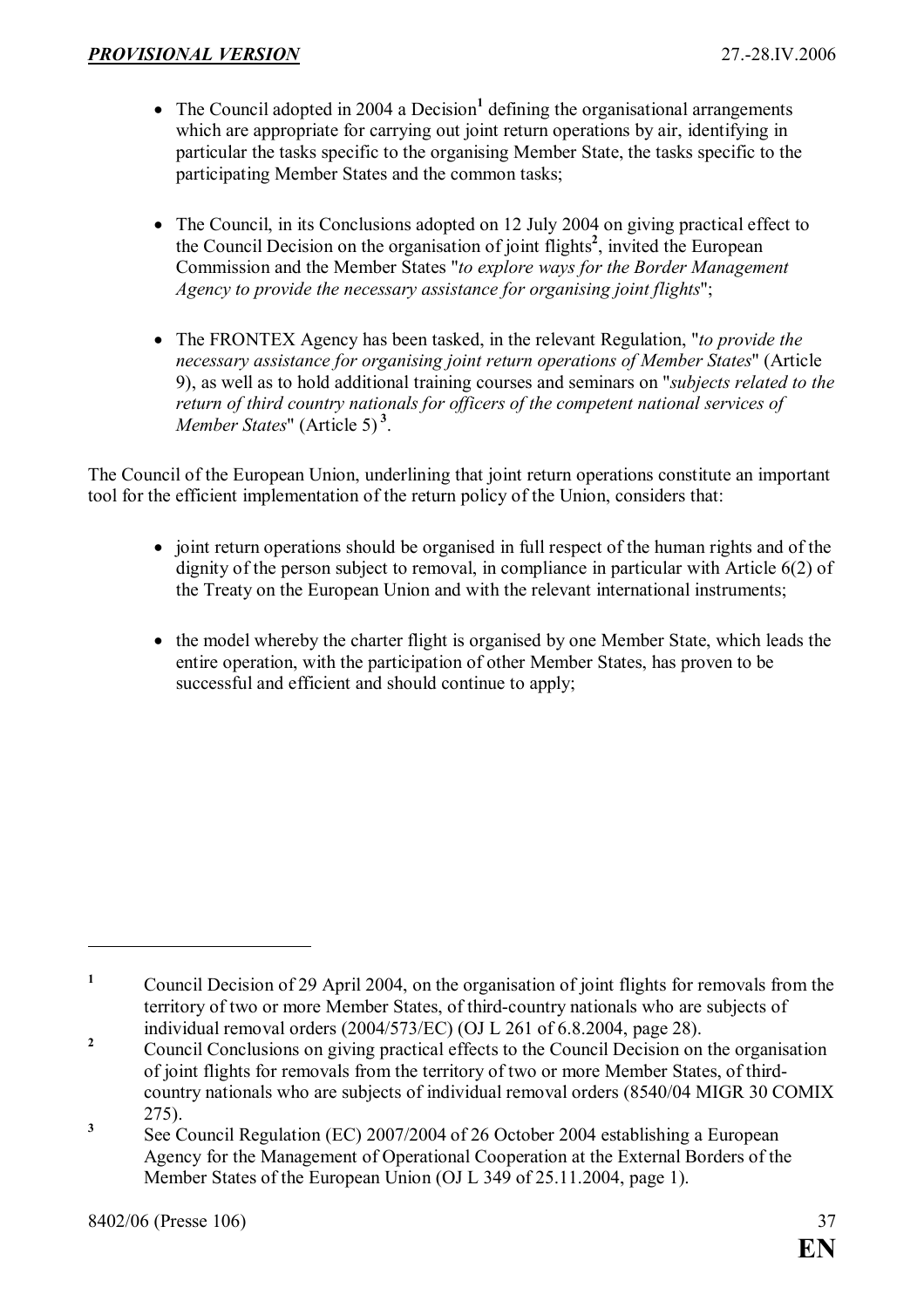- The Council adopted in 2004 a Decision[1] defining the organisational arrangements which are appropriate for carrying out joint return operations by air, identifying in particular the tasks specific to the organising Member State, the tasks specific to the participating Member States and the common tasks;

- The Council, in its Conclusions adopted on 12 July 2004 on giving practical effect to the Council Decision on the organisation of joint flights[2], invited the European Commission and the Member States "*to explore ways for the Border Management Agency to provide the necessary assistance for organising joint flights*";

- The FRONTEX Agency has been tasked, in the relevant Regulation, "*to provide the necessary assistance for organising joint return operations of Member States*" (Article 9), as well as to hold additional training courses and seminars on "*subjects related to the return of third country nationals for officers of the competent national services of Member States*" (Article 5)[3].

The Council of the European Union, underlining that joint return operations constitute an important tool for the efficient implementation of the return policy of the Union, considers that:

- joint return operations should be organised in full respect of the human rights and of the dignity of the person subject to removal, in compliance in particular with Article 6(2) of the Treaty on the European Union and with the relevant international instruments;

- the model whereby the charter flight is organised by one Member State, which leads the entire operation, with the participation of other Member States, has proven to be successful and efficient and should continue to apply;

---

[1] Council Decision of 29 April 2004, on the organisation of joint flights for removals from the territory of two or more Member States, of third-country nationals who are subjects of individual removal orders (2004/573/EC) (OJ L 261 of 6.8.2004, page 28).

[2] Council Conclusions on giving practical effects to the Council Decision on the organisation of joint flights for removals from the territory of two or more Member States, of third-country nationals who are subjects of individual removal orders (8540/04 MIGR 30 COMIX 275).

[3] See Council Regulation (EC) 2007/2004 of 26 October 2004 establishing a European Agency for the Management of Operational Cooperation at the External Borders of the Member States of the European Union (OJ L 349 of 25.11.2004, page 1).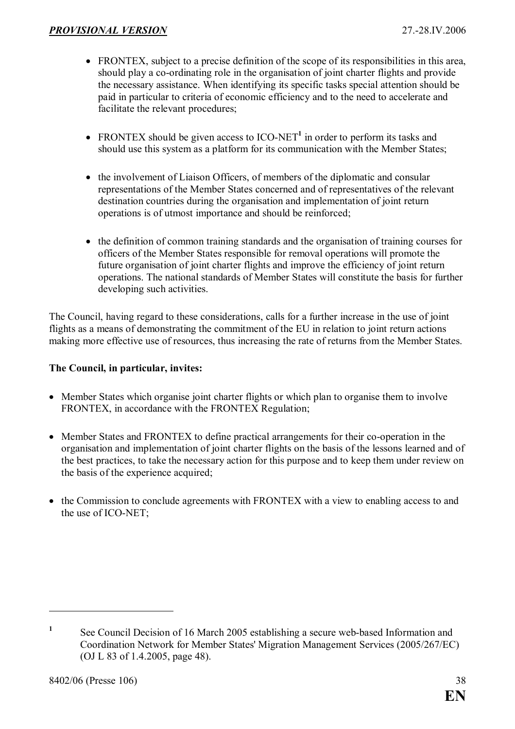- FRONTEX, subject to a precise definition of the scope of its responsibilities in this area, should play a co-ordinating role in the organisation of joint charter flights and provide the necessary assistance. When identifying its specific tasks special attention should be paid in particular to criteria of economic efficiency and to the need to accelerate and facilitate the relevant procedures;

- FRONTEX should be given access to ICO-NET[1] in order to perform its tasks and should use this system as a platform for its communication with the Member States;

- the involvement of Liaison Officers, of members of the diplomatic and consular representations of the Member States concerned and of representatives of the relevant destination countries during the organisation and implementation of joint return operations is of utmost importance and should be reinforced;

- the definition of common training standards and the organisation of training courses for officers of the Member States responsible for removal operations will promote the future organisation of joint charter flights and improve the efficiency of joint return operations. The national standards of Member States will constitute the basis for further developing such activities.

The Council, having regard to these considerations, calls for a further increase in the use of joint flights as a means of demonstrating the commitment of the EU in relation to joint return actions making more effective use of resources, thus increasing the rate of returns from the Member States.

**The Council, in particular, invites:**

- Member States which organise joint charter flights or which plan to organise them to involve FRONTEX, in accordance with the FRONTEX Regulation;

- Member States and FRONTEX to define practical arrangements for their co-operation in the organisation and implementation of joint charter flights on the basis of the lessons learned and of the best practices, to take the necessary action for this purpose and to keep them under review on the basis of the experience acquired;

- the Commission to conclude agreements with FRONTEX with a view to enabling access to and the use of ICO-NET;

---

[1] See Council Decision of 16 March 2005 establishing a secure web-based Information and Coordination Network for Member States' Migration Management Services (2005/267/EC) (OJ L 83 of 1.4.2005, page 48).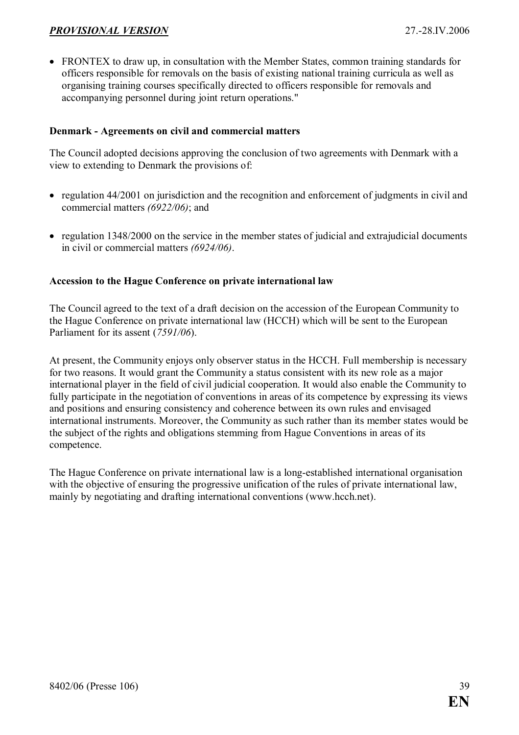- FRONTEX to draw up, in consultation with the Member States, common training standards for officers responsible for removals on the basis of existing national training curricula as well as organising training courses specifically directed to officers responsible for removals and accompanying personnel during joint return operations."

**Denmark - Agreements on civil and commercial matters**

The Council adopted decisions approving the conclusion of two agreements with Denmark with a view to extending to Denmark the provisions of:

- regulation 44/2001 on jurisdiction and the recognition and enforcement of judgments in civil and commercial matters *(6922/06)*; and
- regulation 1348/2000 on the service in the member states of judicial and extrajudicial documents in civil or commercial matters *(6924/06)*.

**Accession to the Hague Conference on private international law**

The Council agreed to the text of a draft decision on the accession of the European Community to the Hague Conference on private international law (HCCH) which will be sent to the European Parliament for its assent (*7591/06*).

At present, the Community enjoys only observer status in the HCCH. Full membership is necessary for two reasons. It would grant the Community a status consistent with its new role as a major international player in the field of civil judicial cooperation. It would also enable the Community to fully participate in the negotiation of conventions in areas of its competence by expressing its views and positions and ensuring consistency and coherence between its own rules and envisaged international instruments. Moreover, the Community as such rather than its member states would be the subject of the rights and obligations stemming from Hague Conventions in areas of its competence.

The Hague Conference on private international law is a long-established international organisation with the objective of ensuring the progressive unification of the rules of private international law, mainly by negotiating and drafting international conventions (www.hcch.net).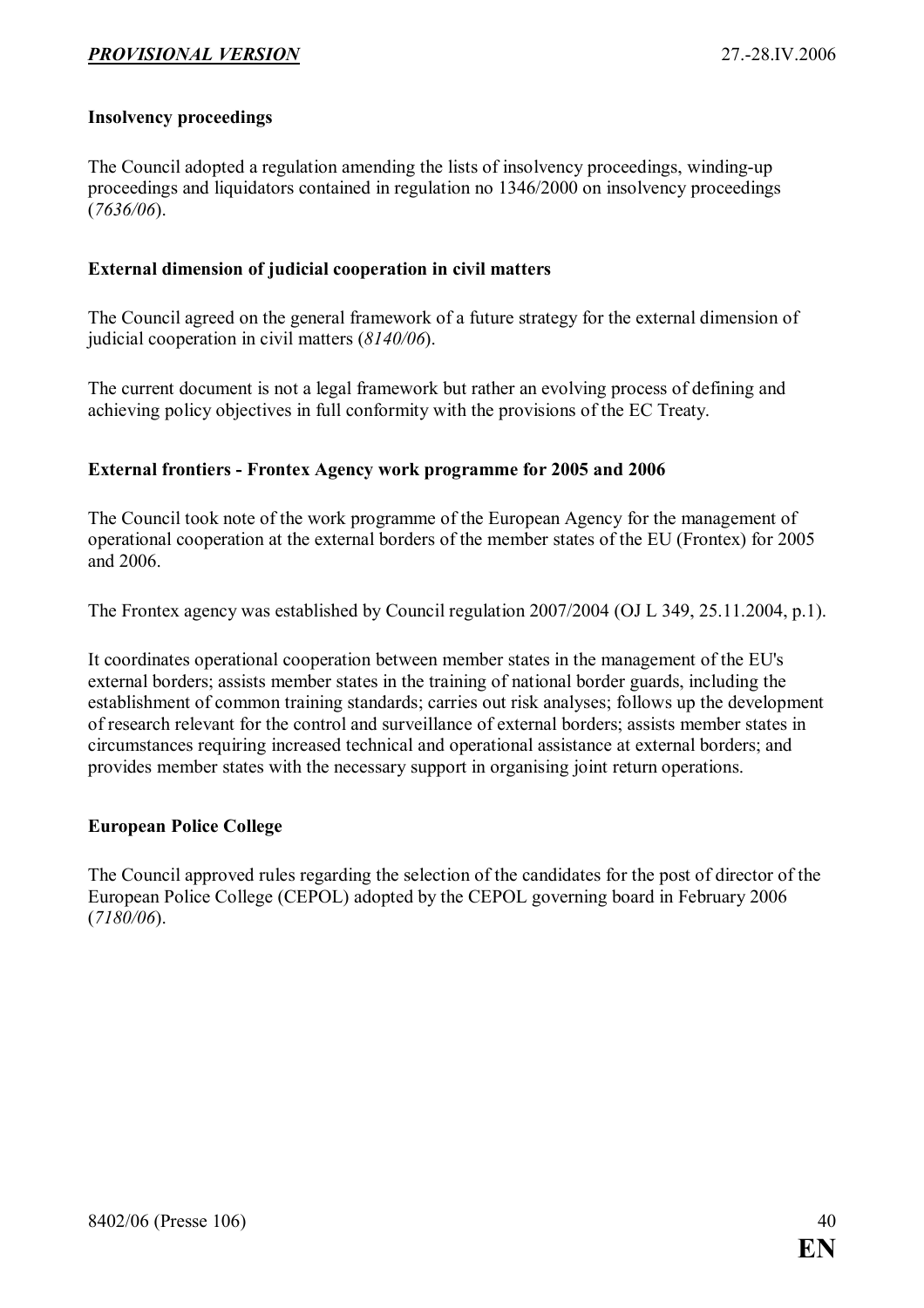**Insolvency proceedings**

The Council adopted a regulation amending the lists of insolvency proceedings, winding-up proceedings and liquidators contained in regulation no 1346/2000 on insolvency proceedings (*7636/06*).

**External dimension of judicial cooperation in civil matters**

The Council agreed on the general framework of a future strategy for the external dimension of judicial cooperation in civil matters (*8140/06*).

The current document is not a legal framework but rather an evolving process of defining and achieving policy objectives in full conformity with the provisions of the EC Treaty.

**External frontiers - Frontex Agency work programme for 2005 and 2006**

The Council took note of the work programme of the European Agency for the management of operational cooperation at the external borders of the member states of the EU (Frontex) for 2005 and 2006.

The Frontex agency was established by Council regulation 2007/2004 (OJ L 349, 25.11.2004, p.1).

It coordinates operational cooperation between member states in the management of the EU's external borders; assists member states in the training of national border guards, including the establishment of common training standards; carries out risk analyses; follows up the development of research relevant for the control and surveillance of external borders; assists member states in circumstances requiring increased technical and operational assistance at external borders; and provides member states with the necessary support in organising joint return operations.

**European Police College**

The Council approved rules regarding the selection of the candidates for the post of director of the European Police College (CEPOL) adopted by the CEPOL governing board in February 2006 (*7180/06*).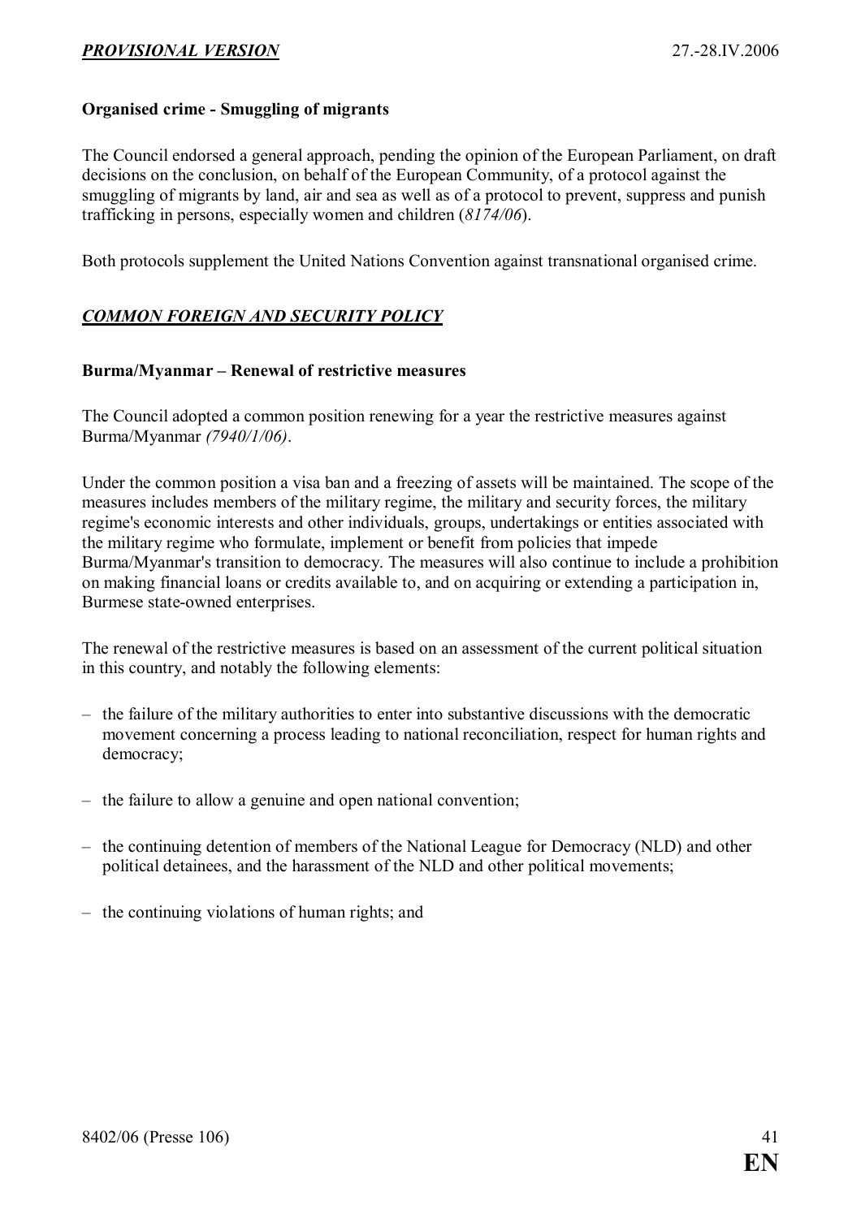**Organised crime - Smuggling of migrants**

The Council endorsed a general approach, pending the opinion of the European Parliament, on draft decisions on the conclusion, on behalf of the European Community, of a protocol against the smuggling of migrants by land, air and sea as well as of a protocol to prevent, suppress and punish trafficking in persons, especially women and children (*8174/06*).

Both protocols supplement the United Nations Convention against transnational organised crime.

## ***COMMON FOREIGN AND SECURITY POLICY***

**Burma/Myanmar – Renewal of restrictive measures**

The Council adopted a common position renewing for a year the restrictive measures against Burma/Myanmar *(7940/1/06)*.

Under the common position a visa ban and a freezing of assets will be maintained. The scope of the measures includes members of the military regime, the military and security forces, the military regime's economic interests and other individuals, groups, undertakings or entities associated with the military regime who formulate, implement or benefit from policies that impede Burma/Myanmar's transition to democracy. The measures will also continue to include a prohibition on making financial loans or credits available to, and on acquiring or extending a participation in, Burmese state-owned enterprises.

The renewal of the restrictive measures is based on an assessment of the current political situation in this country, and notably the following elements:

- the failure of the military authorities to enter into substantive discussions with the democratic movement concerning a process leading to national reconciliation, respect for human rights and democracy;
- the failure to allow a genuine and open national convention;
- the continuing detention of members of the National League for Democracy (NLD) and other political detainees, and the harassment of the NLD and other political movements;
- the continuing violations of human rights; and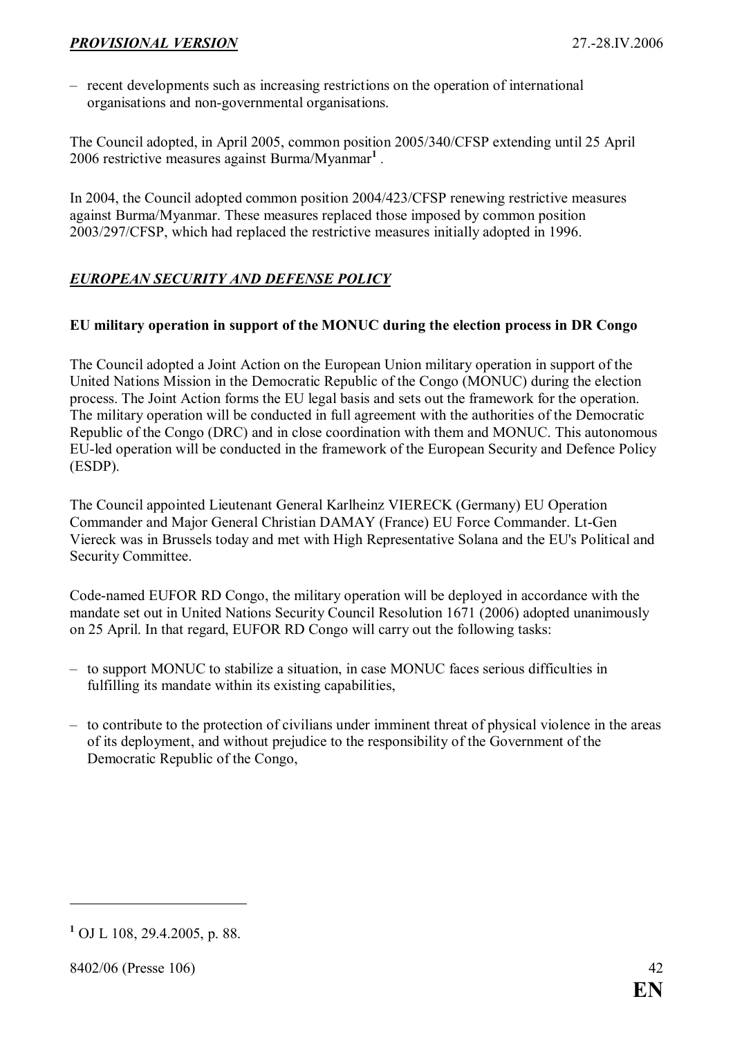– recent developments such as increasing restrictions on the operation of international organisations and non-governmental organisations.

The Council adopted, in April 2005, common position 2005/340/CFSP extending until 25 April 2006 restrictive measures against Burma/Myanmar[1] .

In 2004, the Council adopted common position 2004/423/CFSP renewing restrictive measures against Burma/Myanmar. These measures replaced those imposed by common position 2003/297/CFSP, which had replaced the restrictive measures initially adopted in 1996.

## *EUROPEAN SECURITY AND DEFENSE POLICY*

### EU military operation in support of the MONUC during the election process in DR Congo

The Council adopted a Joint Action on the European Union military operation in support of the United Nations Mission in the Democratic Republic of the Congo (MONUC) during the election process. The Joint Action forms the EU legal basis and sets out the framework for the operation. The military operation will be conducted in full agreement with the authorities of the Democratic Republic of the Congo (DRC) and in close coordination with them and MONUC. This autonomous EU-led operation will be conducted in the framework of the European Security and Defence Policy (ESDP).

The Council appointed Lieutenant General Karlheinz VIERECK (Germany) EU Operation Commander and Major General Christian DAMAY (France) EU Force Commander. Lt-Gen Viereck was in Brussels today and met with High Representative Solana and the EU's Political and Security Committee.

Code-named EUFOR RD Congo, the military operation will be deployed in accordance with the mandate set out in United Nations Security Council Resolution 1671 (2006) adopted unanimously on 25 April. In that regard, EUFOR RD Congo will carry out the following tasks:

– to support MONUC to stabilize a situation, in case MONUC faces serious difficulties in fulfilling its mandate within its existing capabilities,

– to contribute to the protection of civilians under imminent threat of physical violence in the areas of its deployment, and without prejudice to the responsibility of the Government of the Democratic Republic of the Congo,

---

[1] OJ L 108, 29.4.2005, p. 88.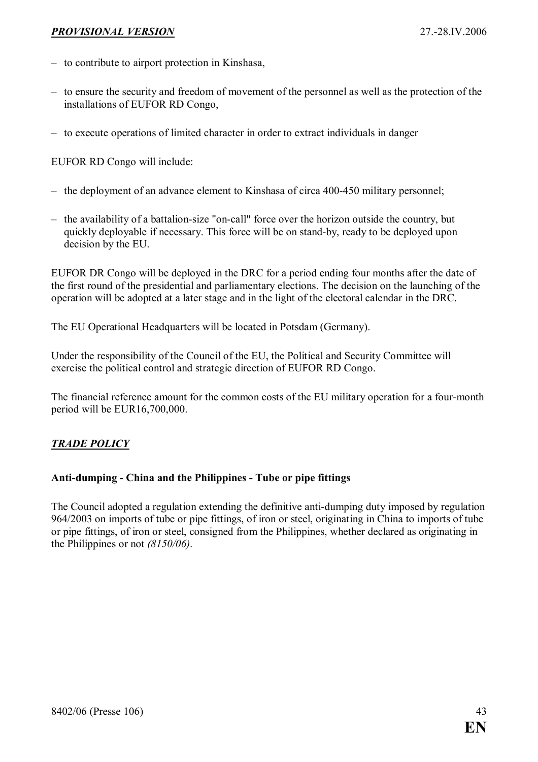- to contribute to airport protection in Kinshasa,
- to ensure the security and freedom of movement of the personnel as well as the protection of the installations of EUFOR RD Congo,
- to execute operations of limited character in order to extract individuals in danger

EUFOR RD Congo will include:

- the deployment of an advance element to Kinshasa of circa 400-450 military personnel;
- the availability of a battalion-size "on-call" force over the horizon outside the country, but quickly deployable if necessary. This force will be on stand-by, ready to be deployed upon decision by the EU.

EUFOR DR Congo will be deployed in the DRC for a period ending four months after the date of the first round of the presidential and parliamentary elections. The decision on the launching of the operation will be adopted at a later stage and in the light of the electoral calendar in the DRC.

The EU Operational Headquarters will be located in Potsdam (Germany).

Under the responsibility of the Council of the EU, the Political and Security Committee will exercise the political control and strategic direction of EUFOR RD Congo.

The financial reference amount for the common costs of the EU military operation for a four-month period will be EUR16,700,000.

## ***TRADE POLICY***

### **Anti-dumping - China and the Philippines - Tube or pipe fittings**

The Council adopted a regulation extending the definitive anti-dumping duty imposed by regulation 964/2003 on imports of tube or pipe fittings, of iron or steel, originating in China to imports of tube or pipe fittings, of iron or steel, consigned from the Philippines, whether declared as originating in the Philippines or not *(8150/06)*.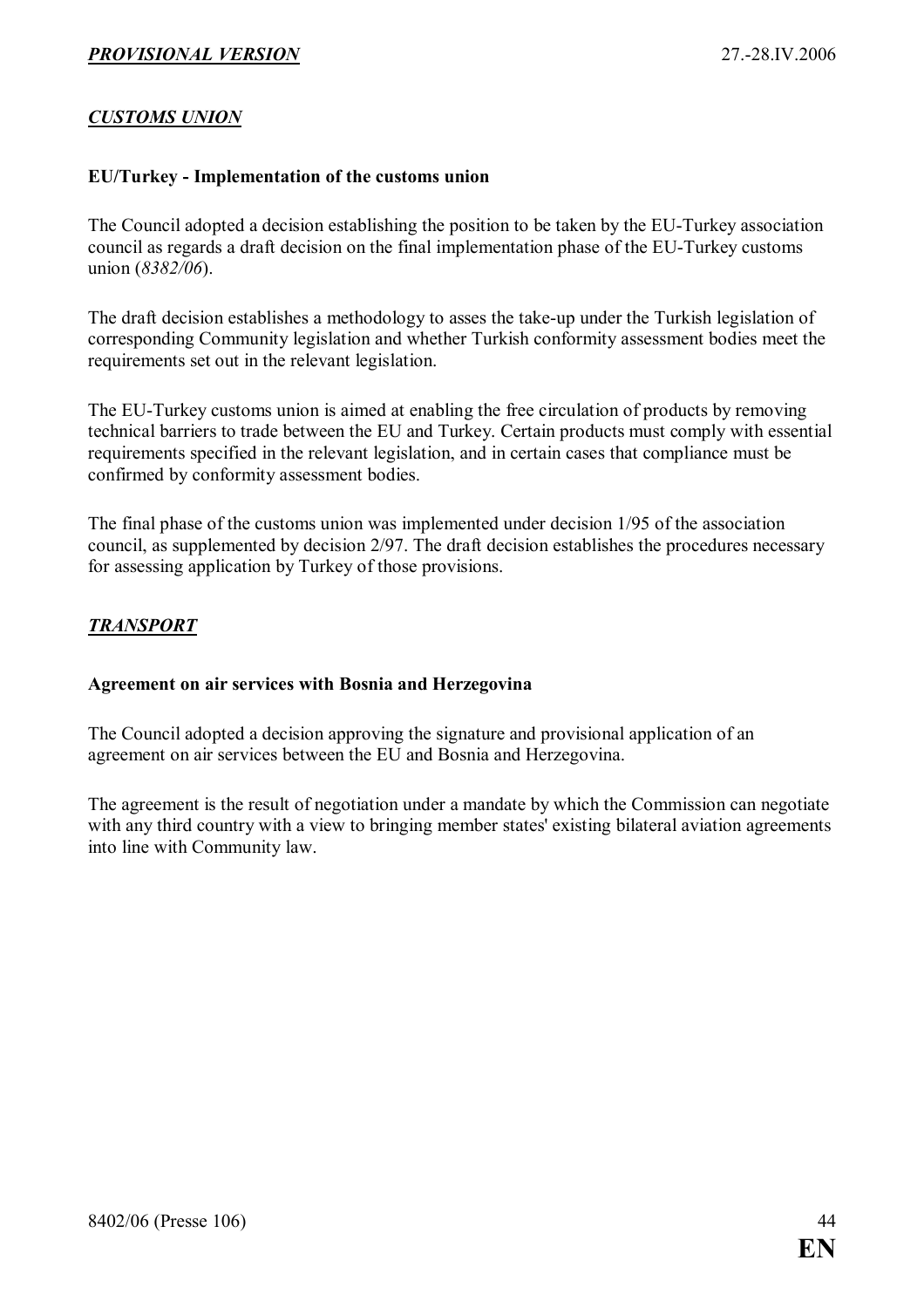## *CUSTOMS UNION*

### EU/Turkey - Implementation of the customs union

The Council adopted a decision establishing the position to be taken by the EU-Turkey association council as regards a draft decision on the final implementation phase of the EU-Turkey customs union (*8382/06*).

The draft decision establishes a methodology to asses the take-up under the Turkish legislation of corresponding Community legislation and whether Turkish conformity assessment bodies meet the requirements set out in the relevant legislation.

The EU-Turkey customs union is aimed at enabling the free circulation of products by removing technical barriers to trade between the EU and Turkey. Certain products must comply with essential requirements specified in the relevant legislation, and in certain cases that compliance must be confirmed by conformity assessment bodies.

The final phase of the customs union was implemented under decision 1/95 of the association council, as supplemented by decision 2/97. The draft decision establishes the procedures necessary for assessing application by Turkey of those provisions.

## *TRANSPORT*

### Agreement on air services with Bosnia and Herzegovina

The Council adopted a decision approving the signature and provisional application of an agreement on air services between the EU and Bosnia and Herzegovina.

The agreement is the result of negotiation under a mandate by which the Commission can negotiate with any third country with a view to bringing member states' existing bilateral aviation agreements into line with Community law.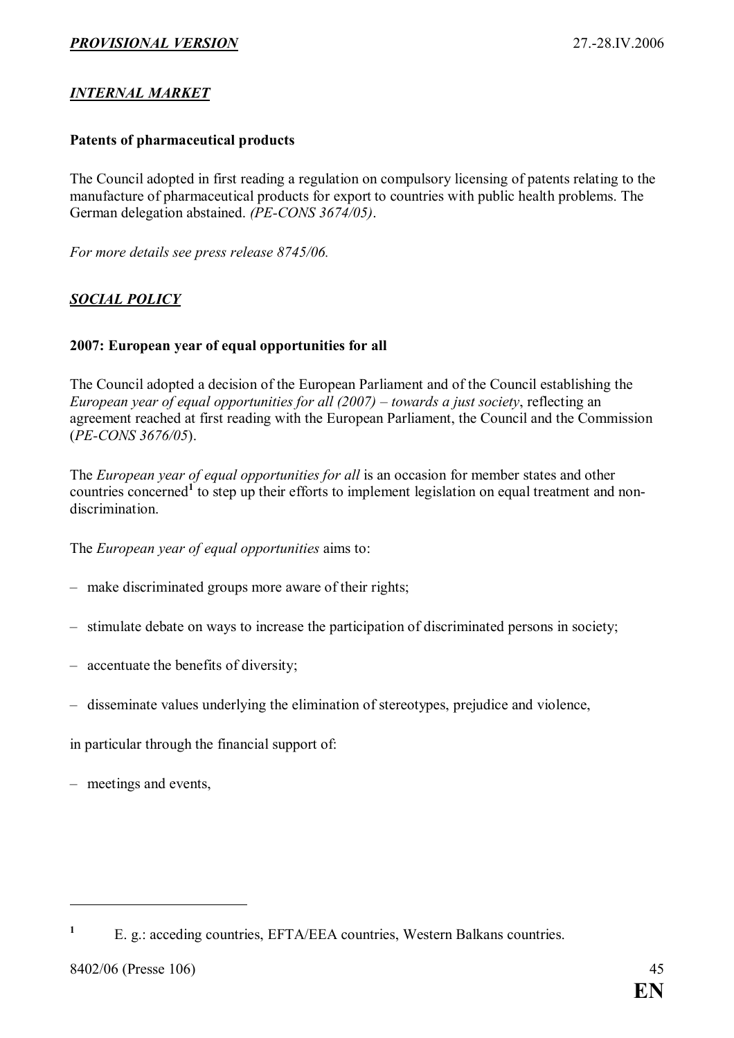## *INTERNAL MARKET*

### Patents of pharmaceutical products

The Council adopted in first reading a regulation on compulsory licensing of patents relating to the manufacture of pharmaceutical products for export to countries with public health problems. The German delegation abstained. *(PE-CONS 3674/05)*.

*For more details see press release 8745/06.*

## *SOCIAL POLICY*

### 2007: European year of equal opportunities for all

The Council adopted a decision of the European Parliament and of the Council establishing the *European year of equal opportunities for all (2007) – towards a just society*, reflecting an agreement reached at first reading with the European Parliament, the Council and the Commission (*PE-CONS 3676/05*).

The *European year of equal opportunities for all* is an occasion for member states and other countries concerned[1] to step up their efforts to implement legislation on equal treatment and non-discrimination.

The *European year of equal opportunities* aims to:

- make discriminated groups more aware of their rights;
- stimulate debate on ways to increase the participation of discriminated persons in society;
- accentuate the benefits of diversity;
- disseminate values underlying the elimination of stereotypes, prejudice and violence,

in particular through the financial support of:

- meetings and events,

---

[1] E. g.: acceding countries, EFTA/EEA countries, Western Balkans countries.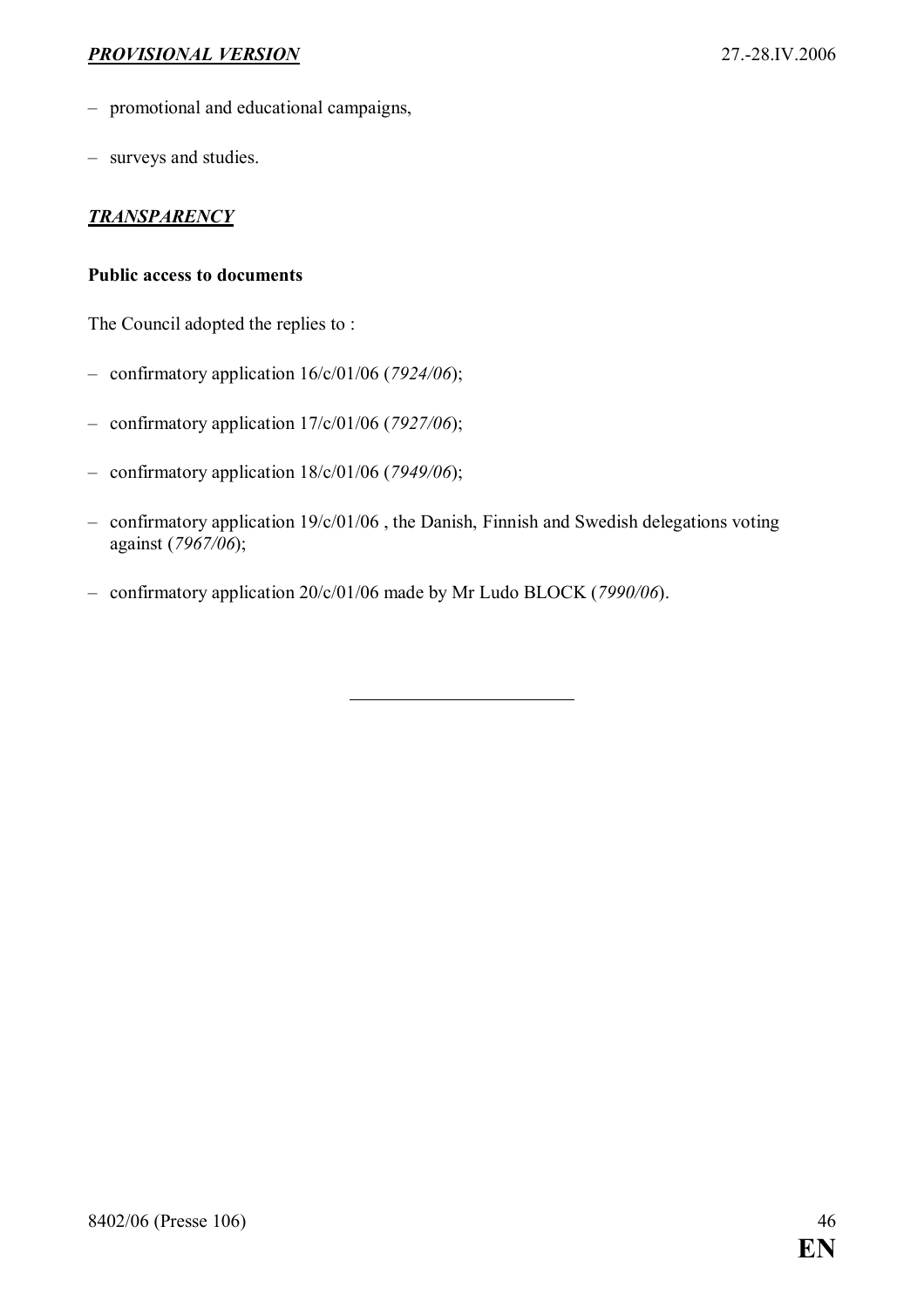– promotional and educational campaigns,

– surveys and studies.

## ***TRANSPARENCY***

### **Public access to documents**

The Council adopted the replies to :

– confirmatory application 16/c/01/06 (*7924/06*);

– confirmatory application 17/c/01/06 (*7927/06*);

– confirmatory application 18/c/01/06 (*7949/06*);

– confirmatory application 19/c/01/06 , the Danish, Finnish and Swedish delegations voting against (*7967/06*);

– confirmatory application 20/c/01/06 made by Mr Ludo BLOCK (*7990/06*).

---